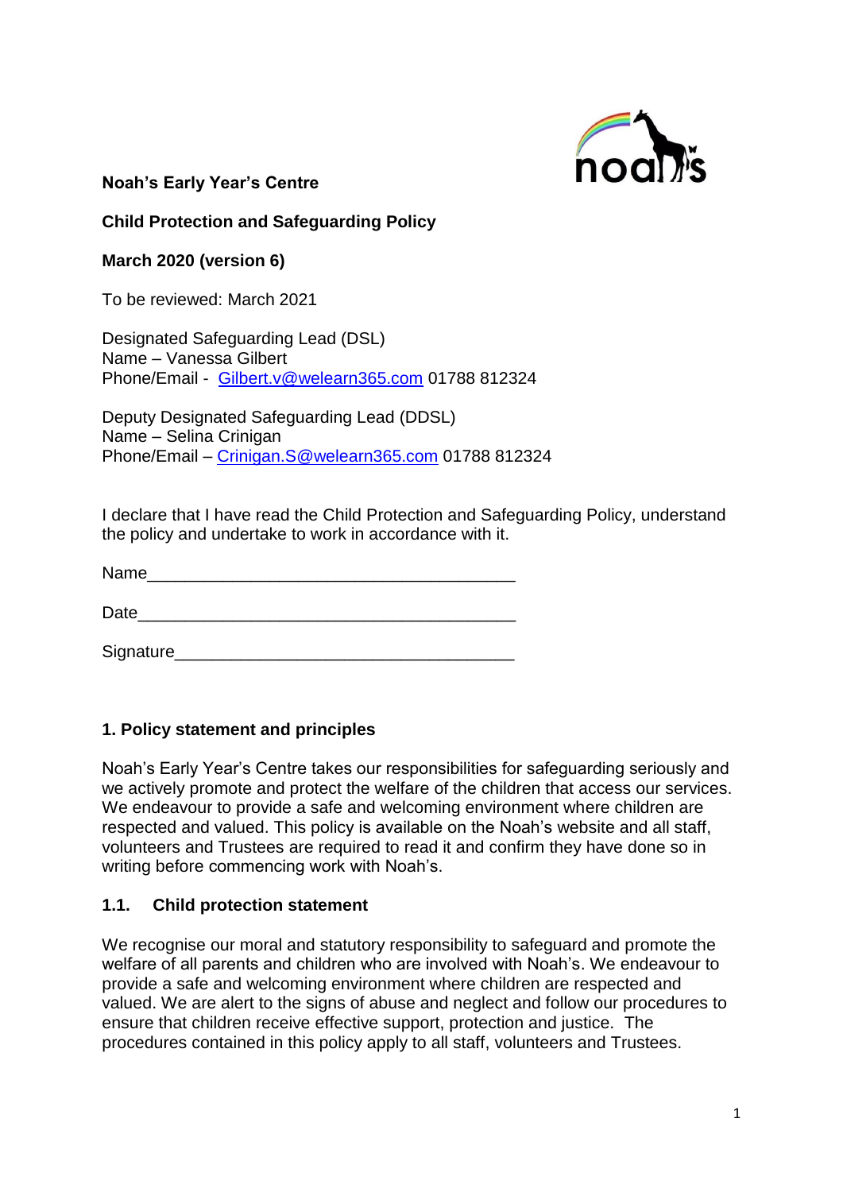**Noah's Early Year's Centre**

**Child Protection and Safeguarding Policy**

**March 2020 (version 6)**

To be reviewed: March 2021

Designated Safeguarding Lead (DSL)
Name – Vanessa Gilbert
Phone/Email - Gilbert.v@welearn365.com 01788 812324

Deputy Designated Safeguarding Lead (DDSL)
Name – Selina Crinigan
Phone/Email – Crinigan.S@welearn365.com 01788 812324

I declare that I have read the Child Protection and Safeguarding Policy, understand the policy and undertake to work in accordance with it.

Name_______________________________________

Date________________________________________

Signature____________________________________

## 1. Policy statement and principles

Noah's Early Year's Centre takes our responsibilities for safeguarding seriously and we actively promote and protect the welfare of the children that access our services. We endeavour to provide a safe and welcoming environment where children are respected and valued. This policy is available on the Noah's website and all staff, volunteers and Trustees are required to read it and confirm they have done so in writing before commencing work with Noah's.

### 1.1. Child protection statement

We recognise our moral and statutory responsibility to safeguard and promote the welfare of all parents and children who are involved with Noah's. We endeavour to provide a safe and welcoming environment where children are respected and valued. We are alert to the signs of abuse and neglect and follow our procedures to ensure that children receive effective support, protection and justice. The procedures contained in this policy apply to all staff, volunteers and Trustees.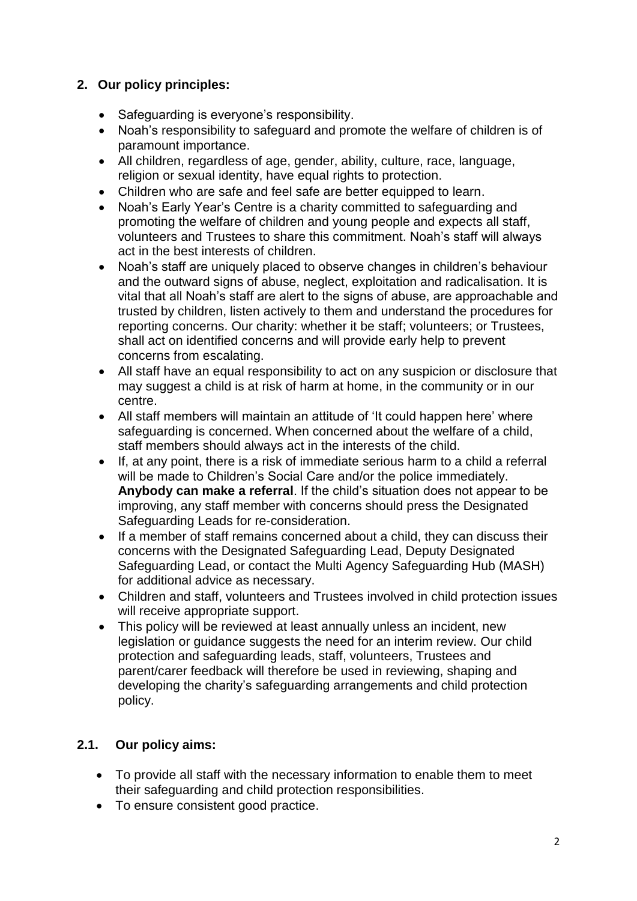## 2. Our policy principles:

- Safeguarding is everyone's responsibility.
- Noah's responsibility to safeguard and promote the welfare of children is of paramount importance.
- All children, regardless of age, gender, ability, culture, race, language, religion or sexual identity, have equal rights to protection.
- Children who are safe and feel safe are better equipped to learn.
- Noah's Early Year's Centre is a charity committed to safeguarding and promoting the welfare of children and young people and expects all staff, volunteers and Trustees to share this commitment. Noah's staff will always act in the best interests of children.
- Noah's staff are uniquely placed to observe changes in children's behaviour and the outward signs of abuse, neglect, exploitation and radicalisation. It is vital that all Noah's staff are alert to the signs of abuse, are approachable and trusted by children, listen actively to them and understand the procedures for reporting concerns. Our charity: whether it be staff; volunteers; or Trustees, shall act on identified concerns and will provide early help to prevent concerns from escalating.
- All staff have an equal responsibility to act on any suspicion or disclosure that may suggest a child is at risk of harm at home, in the community or in our centre.
- All staff members will maintain an attitude of 'It could happen here' where safeguarding is concerned. When concerned about the welfare of a child, staff members should always act in the interests of the child.
- If, at any point, there is a risk of immediate serious harm to a child a referral will be made to Children's Social Care and/or the police immediately. **Anybody can make a referral**. If the child's situation does not appear to be improving, any staff member with concerns should press the Designated Safeguarding Leads for re-consideration.
- If a member of staff remains concerned about a child, they can discuss their concerns with the Designated Safeguarding Lead, Deputy Designated Safeguarding Lead, or contact the Multi Agency Safeguarding Hub (MASH) for additional advice as necessary.
- Children and staff, volunteers and Trustees involved in child protection issues will receive appropriate support.
- This policy will be reviewed at least annually unless an incident, new legislation or guidance suggests the need for an interim review. Our child protection and safeguarding leads, staff, volunteers, Trustees and parent/carer feedback will therefore be used in reviewing, shaping and developing the charity's safeguarding arrangements and child protection policy.

### 2.1. Our policy aims:

- To provide all staff with the necessary information to enable them to meet their safeguarding and child protection responsibilities.
- To ensure consistent good practice.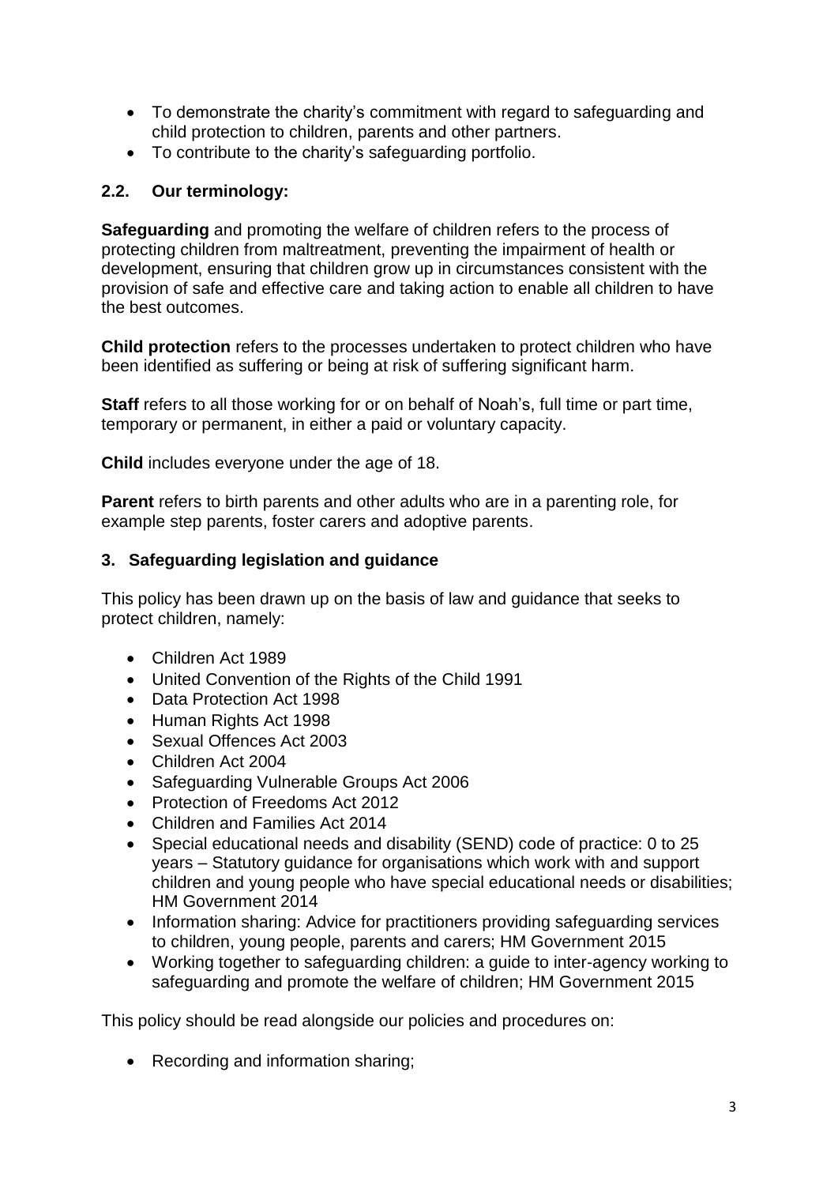- To demonstrate the charity's commitment with regard to safeguarding and child protection to children, parents and other partners.
- To contribute to the charity's safeguarding portfolio.

### 2.2. Our terminology:

**Safeguarding** and promoting the welfare of children refers to the process of protecting children from maltreatment, preventing the impairment of health or development, ensuring that children grow up in circumstances consistent with the provision of safe and effective care and taking action to enable all children to have the best outcomes.

**Child protection** refers to the processes undertaken to protect children who have been identified as suffering or being at risk of suffering significant harm.

**Staff** refers to all those working for or on behalf of Noah's, full time or part time, temporary or permanent, in either a paid or voluntary capacity.

**Child** includes everyone under the age of 18.

**Parent** refers to birth parents and other adults who are in a parenting role, for example step parents, foster carers and adoptive parents.

## 3. Safeguarding legislation and guidance

This policy has been drawn up on the basis of law and guidance that seeks to protect children, namely:

- Children Act 1989
- United Convention of the Rights of the Child 1991
- Data Protection Act 1998
- Human Rights Act 1998
- Sexual Offences Act 2003
- Children Act 2004
- Safeguarding Vulnerable Groups Act 2006
- Protection of Freedoms Act 2012
- Children and Families Act 2014
- Special educational needs and disability (SEND) code of practice: 0 to 25 years – Statutory guidance for organisations which work with and support children and young people who have special educational needs or disabilities; HM Government 2014
- Information sharing: Advice for practitioners providing safeguarding services to children, young people, parents and carers; HM Government 2015
- Working together to safeguarding children: a guide to inter-agency working to safeguarding and promote the welfare of children; HM Government 2015

This policy should be read alongside our policies and procedures on:

- Recording and information sharing;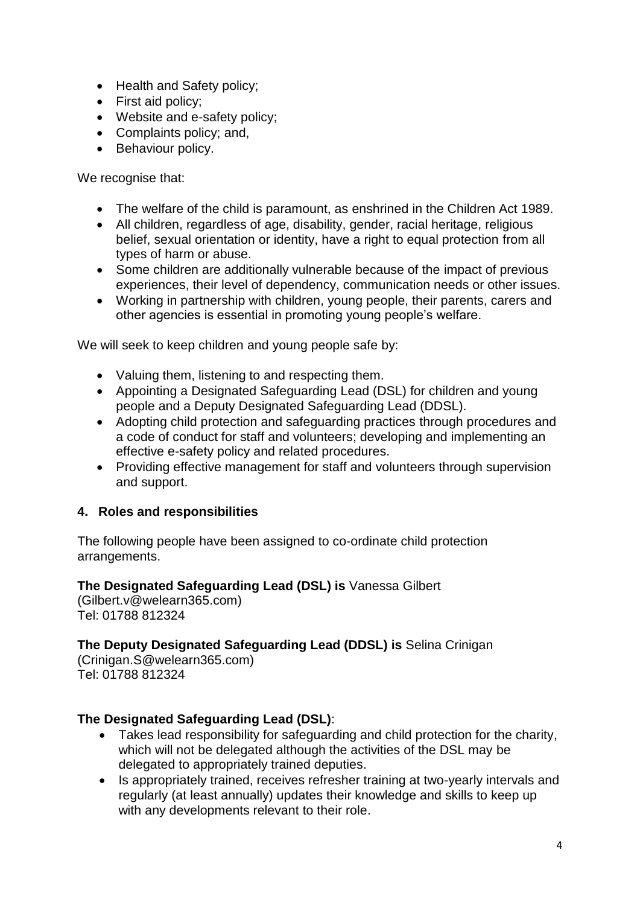- Health and Safety policy;
- First aid policy;
- Website and e-safety policy;
- Complaints policy; and,
- Behaviour policy.

We recognise that:

- The welfare of the child is paramount, as enshrined in the Children Act 1989.
- All children, regardless of age, disability, gender, racial heritage, religious belief, sexual orientation or identity, have a right to equal protection from all types of harm or abuse.
- Some children are additionally vulnerable because of the impact of previous experiences, their level of dependency, communication needs or other issues.
- Working in partnership with children, young people, their parents, carers and other agencies is essential in promoting young people's welfare.

We will seek to keep children and young people safe by:

- Valuing them, listening to and respecting them.
- Appointing a Designated Safeguarding Lead (DSL) for children and young people and a Deputy Designated Safeguarding Lead (DDSL).
- Adopting child protection and safeguarding practices through procedures and a code of conduct for staff and volunteers; developing and implementing an effective e-safety policy and related procedures.
- Providing effective management for staff and volunteers through supervision and support.

## 4. Roles and responsibilities

The following people have been assigned to co-ordinate child protection arrangements.

**The Designated Safeguarding Lead (DSL) is** Vanessa Gilbert
(Gilbert.v@welearn365.com)
Tel: 01788 812324

**The Deputy Designated Safeguarding Lead (DDSL) is** Selina Crinigan
(Crinigan.S@welearn365.com)
Tel: 01788 812324

**The Designated Safeguarding Lead (DSL)**:

- Takes lead responsibility for safeguarding and child protection for the charity, which will not be delegated although the activities of the DSL may be delegated to appropriately trained deputies.
- Is appropriately trained, receives refresher training at two-yearly intervals and regularly (at least annually) updates their knowledge and skills to keep up with any developments relevant to their role.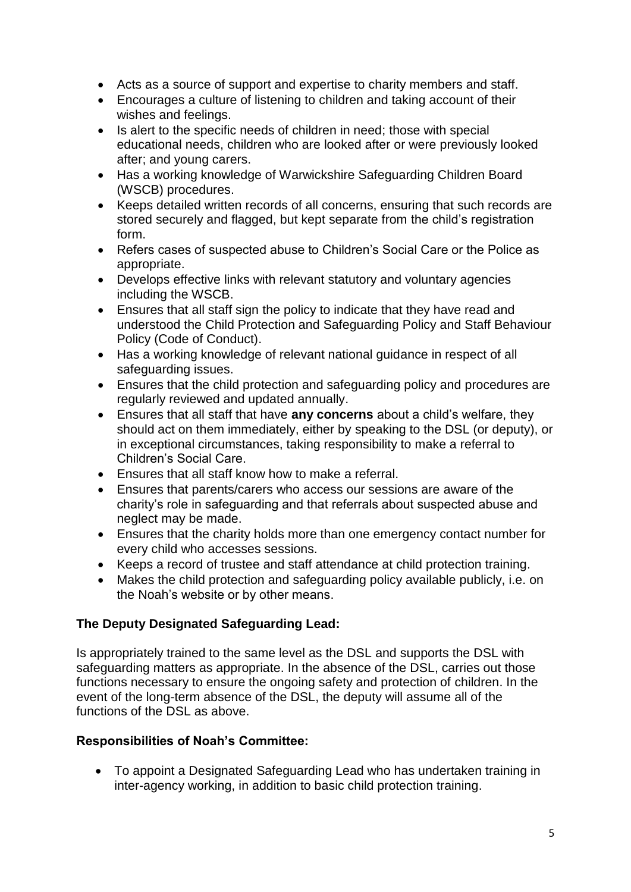- Acts as a source of support and expertise to charity members and staff.
- Encourages a culture of listening to children and taking account of their wishes and feelings.
- Is alert to the specific needs of children in need; those with special educational needs, children who are looked after or were previously looked after; and young carers.
- Has a working knowledge of Warwickshire Safeguarding Children Board (WSCB) procedures.
- Keeps detailed written records of all concerns, ensuring that such records are stored securely and flagged, but kept separate from the child's registration form.
- Refers cases of suspected abuse to Children's Social Care or the Police as appropriate.
- Develops effective links with relevant statutory and voluntary agencies including the WSCB.
- Ensures that all staff sign the policy to indicate that they have read and understood the Child Protection and Safeguarding Policy and Staff Behaviour Policy (Code of Conduct).
- Has a working knowledge of relevant national guidance in respect of all safeguarding issues.
- Ensures that the child protection and safeguarding policy and procedures are regularly reviewed and updated annually.
- Ensures that all staff that have **any concerns** about a child's welfare, they should act on them immediately, either by speaking to the DSL (or deputy), or in exceptional circumstances, taking responsibility to make a referral to Children's Social Care.
- Ensures that all staff know how to make a referral.
- Ensures that parents/carers who access our sessions are aware of the charity's role in safeguarding and that referrals about suspected abuse and neglect may be made.
- Ensures that the charity holds more than one emergency contact number for every child who accesses sessions.
- Keeps a record of trustee and staff attendance at child protection training.
- Makes the child protection and safeguarding policy available publicly, i.e. on the Noah's website or by other means.

**The Deputy Designated Safeguarding Lead:**

Is appropriately trained to the same level as the DSL and supports the DSL with safeguarding matters as appropriate. In the absence of the DSL, carries out those functions necessary to ensure the ongoing safety and protection of children. In the event of the long-term absence of the DSL, the deputy will assume all of the functions of the DSL as above.

**Responsibilities of Noah's Committee:**

- To appoint a Designated Safeguarding Lead who has undertaken training in inter-agency working, in addition to basic child protection training.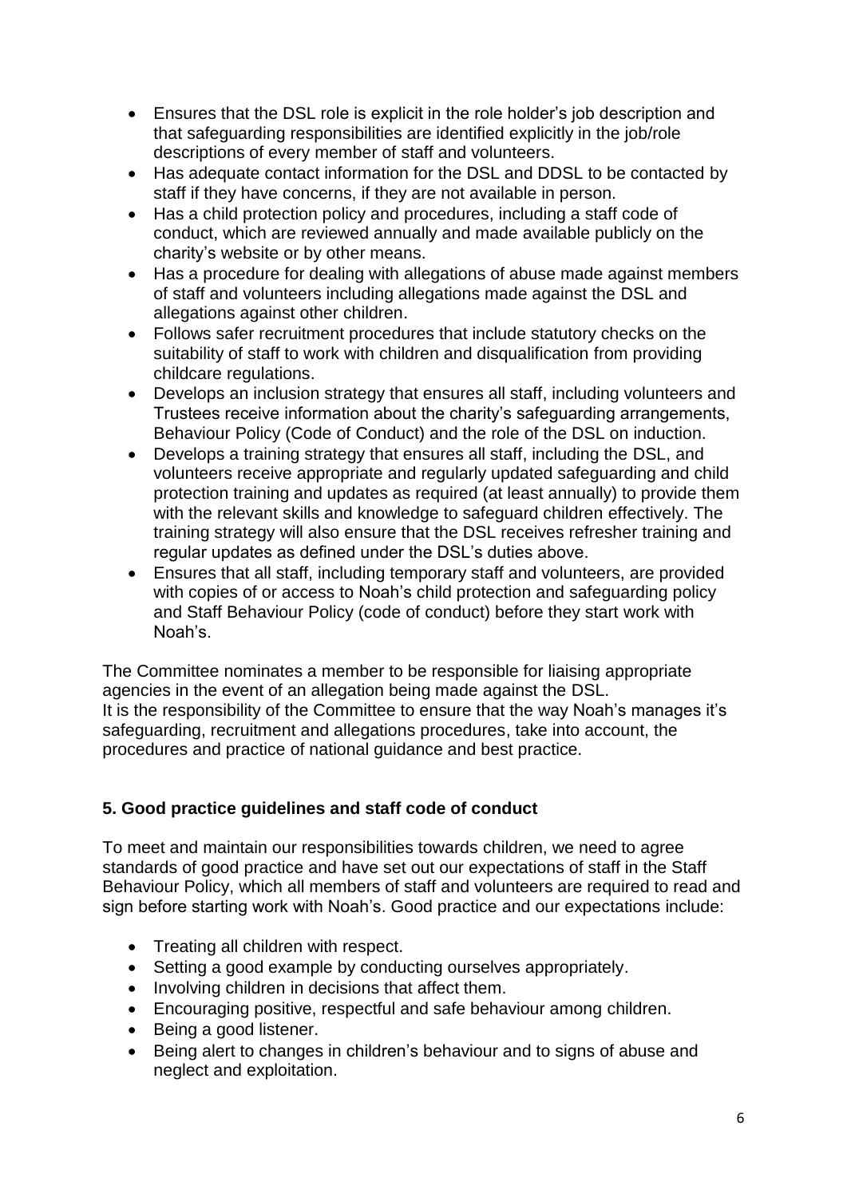- Ensures that the DSL role is explicit in the role holder's job description and that safeguarding responsibilities are identified explicitly in the job/role descriptions of every member of staff and volunteers.
- Has adequate contact information for the DSL and DDSL to be contacted by staff if they have concerns, if they are not available in person.
- Has a child protection policy and procedures, including a staff code of conduct, which are reviewed annually and made available publicly on the charity's website or by other means.
- Has a procedure for dealing with allegations of abuse made against members of staff and volunteers including allegations made against the DSL and allegations against other children.
- Follows safer recruitment procedures that include statutory checks on the suitability of staff to work with children and disqualification from providing childcare regulations.
- Develops an inclusion strategy that ensures all staff, including volunteers and Trustees receive information about the charity's safeguarding arrangements, Behaviour Policy (Code of Conduct) and the role of the DSL on induction.
- Develops a training strategy that ensures all staff, including the DSL, and volunteers receive appropriate and regularly updated safeguarding and child protection training and updates as required (at least annually) to provide them with the relevant skills and knowledge to safeguard children effectively. The training strategy will also ensure that the DSL receives refresher training and regular updates as defined under the DSL's duties above.
- Ensures that all staff, including temporary staff and volunteers, are provided with copies of or access to Noah's child protection and safeguarding policy and Staff Behaviour Policy (code of conduct) before they start work with Noah's.

The Committee nominates a member to be responsible for liaising appropriate agencies in the event of an allegation being made against the DSL.
It is the responsibility of the Committee to ensure that the way Noah's manages it's safeguarding, recruitment and allegations procedures, take into account, the procedures and practice of national guidance and best practice.

## 5. Good practice guidelines and staff code of conduct

To meet and maintain our responsibilities towards children, we need to agree standards of good practice and have set out our expectations of staff in the Staff Behaviour Policy, which all members of staff and volunteers are required to read and sign before starting work with Noah's. Good practice and our expectations include:

- Treating all children with respect.
- Setting a good example by conducting ourselves appropriately.
- Involving children in decisions that affect them.
- Encouraging positive, respectful and safe behaviour among children.
- Being a good listener.
- Being alert to changes in children's behaviour and to signs of abuse and neglect and exploitation.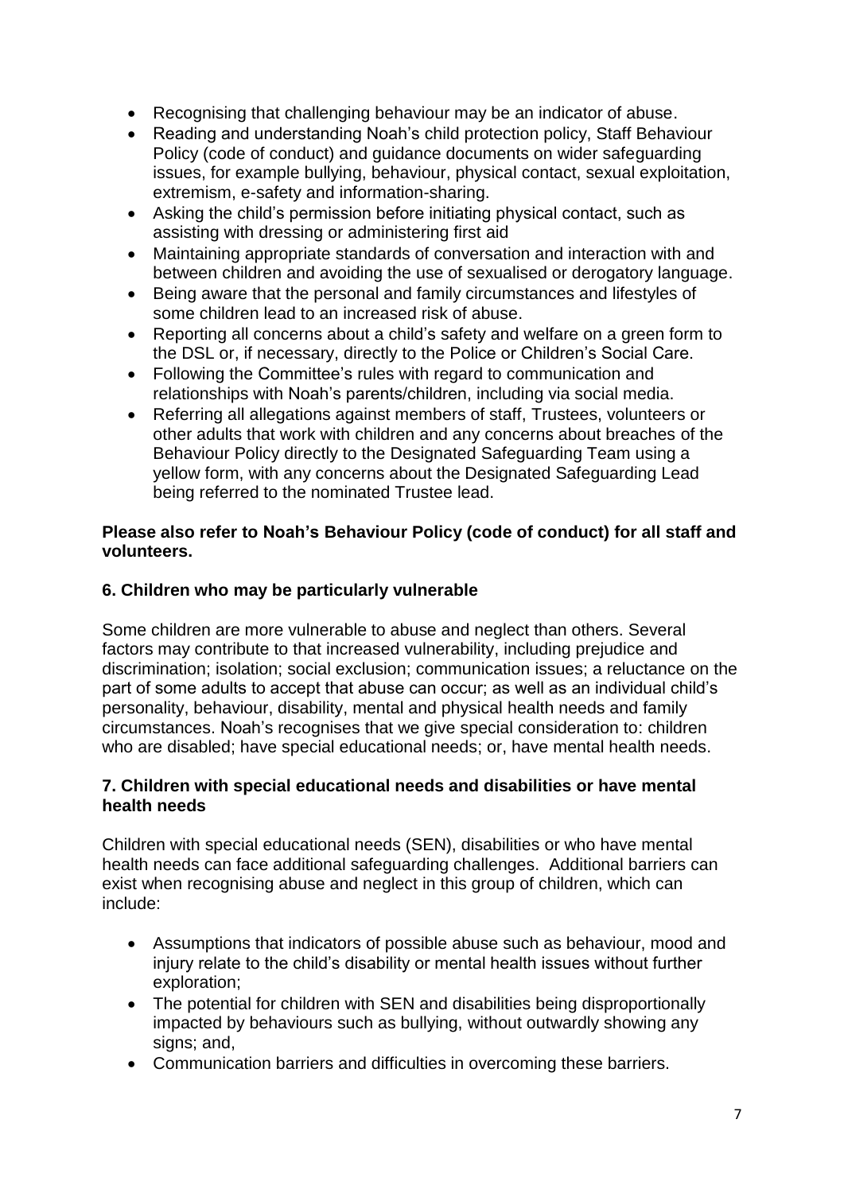- Recognising that challenging behaviour may be an indicator of abuse.
- Reading and understanding Noah's child protection policy, Staff Behaviour Policy (code of conduct) and guidance documents on wider safeguarding issues, for example bullying, behaviour, physical contact, sexual exploitation, extremism, e-safety and information-sharing.
- Asking the child's permission before initiating physical contact, such as assisting with dressing or administering first aid
- Maintaining appropriate standards of conversation and interaction with and between children and avoiding the use of sexualised or derogatory language.
- Being aware that the personal and family circumstances and lifestyles of some children lead to an increased risk of abuse.
- Reporting all concerns about a child's safety and welfare on a green form to the DSL or, if necessary, directly to the Police or Children's Social Care.
- Following the Committee's rules with regard to communication and relationships with Noah's parents/children, including via social media.
- Referring all allegations against members of staff, Trustees, volunteers or other adults that work with children and any concerns about breaches of the Behaviour Policy directly to the Designated Safeguarding Team using a yellow form, with any concerns about the Designated Safeguarding Lead being referred to the nominated Trustee lead.

**Please also refer to Noah's Behaviour Policy (code of conduct) for all staff and volunteers.**

## 6. Children who may be particularly vulnerable

Some children are more vulnerable to abuse and neglect than others. Several factors may contribute to that increased vulnerability, including prejudice and discrimination; isolation; social exclusion; communication issues; a reluctance on the part of some adults to accept that abuse can occur; as well as an individual child's personality, behaviour, disability, mental and physical health needs and family circumstances. Noah's recognises that we give special consideration to: children who are disabled; have special educational needs; or, have mental health needs.

## 7. Children with special educational needs and disabilities or have mental health needs

Children with special educational needs (SEN), disabilities or who have mental health needs can face additional safeguarding challenges. Additional barriers can exist when recognising abuse and neglect in this group of children, which can include:

- Assumptions that indicators of possible abuse such as behaviour, mood and injury relate to the child's disability or mental health issues without further exploration;
- The potential for children with SEN and disabilities being disproportionally impacted by behaviours such as bullying, without outwardly showing any signs; and,
- Communication barriers and difficulties in overcoming these barriers.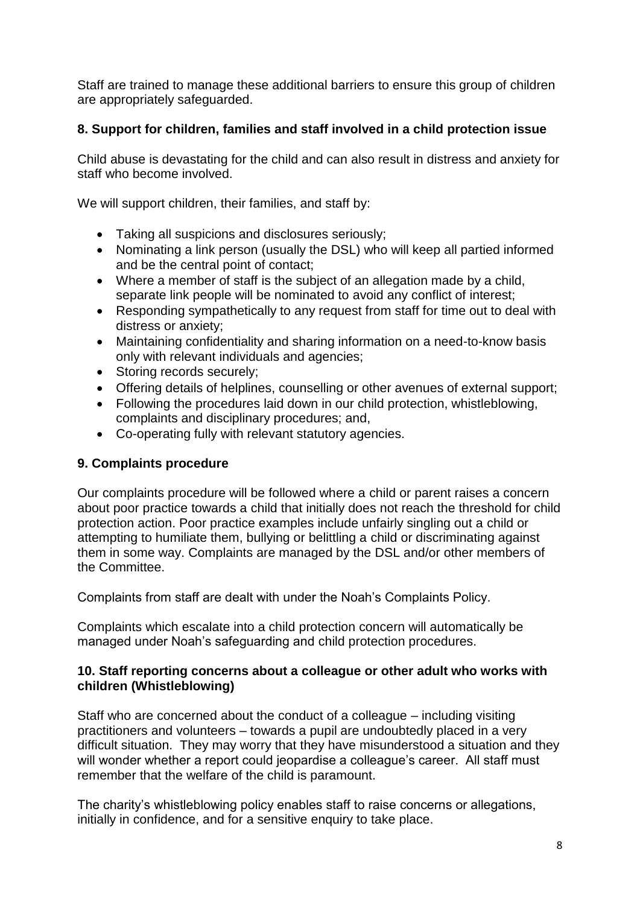Staff are trained to manage these additional barriers to ensure this group of children are appropriately safeguarded.

## 8. Support for children, families and staff involved in a child protection issue

Child abuse is devastating for the child and can also result in distress and anxiety for staff who become involved.

We will support children, their families, and staff by:

- Taking all suspicions and disclosures seriously;
- Nominating a link person (usually the DSL) who will keep all partied informed and be the central point of contact;
- Where a member of staff is the subject of an allegation made by a child, separate link people will be nominated to avoid any conflict of interest;
- Responding sympathetically to any request from staff for time out to deal with distress or anxiety;
- Maintaining confidentiality and sharing information on a need-to-know basis only with relevant individuals and agencies;
- Storing records securely;
- Offering details of helplines, counselling or other avenues of external support;
- Following the procedures laid down in our child protection, whistleblowing, complaints and disciplinary procedures; and,
- Co-operating fully with relevant statutory agencies.

## 9. Complaints procedure

Our complaints procedure will be followed where a child or parent raises a concern about poor practice towards a child that initially does not reach the threshold for child protection action. Poor practice examples include unfairly singling out a child or attempting to humiliate them, bullying or belittling a child or discriminating against them in some way. Complaints are managed by the DSL and/or other members of the Committee.

Complaints from staff are dealt with under the Noah's Complaints Policy.

Complaints which escalate into a child protection concern will automatically be managed under Noah's safeguarding and child protection procedures.

## 10. Staff reporting concerns about a colleague or other adult who works with children (Whistleblowing)

Staff who are concerned about the conduct of a colleague – including visiting practitioners and volunteers – towards a pupil are undoubtedly placed in a very difficult situation. They may worry that they have misunderstood a situation and they will wonder whether a report could jeopardise a colleague's career. All staff must remember that the welfare of the child is paramount.

The charity's whistleblowing policy enables staff to raise concerns or allegations, initially in confidence, and for a sensitive enquiry to take place.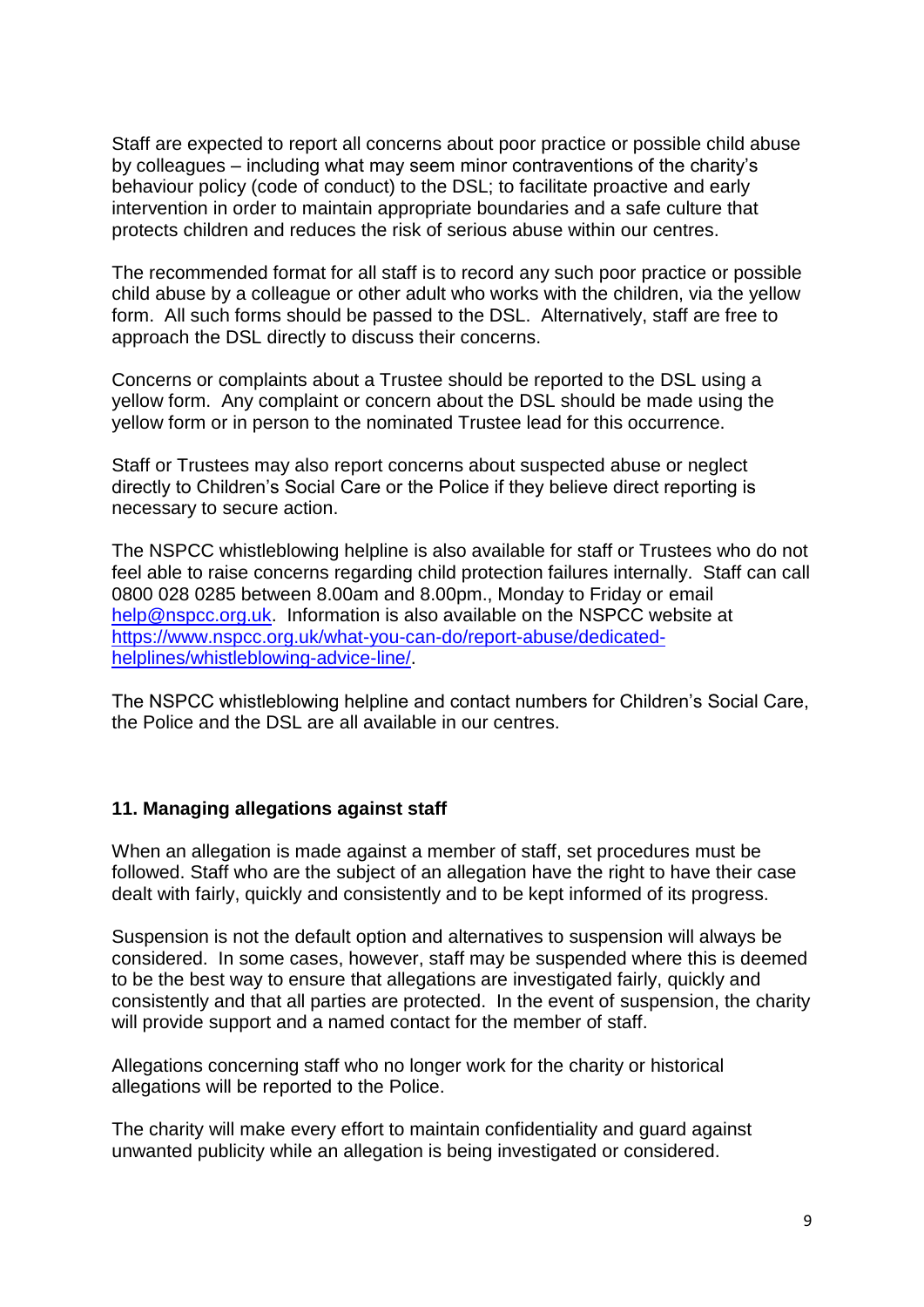Staff are expected to report all concerns about poor practice or possible child abuse by colleagues – including what may seem minor contraventions of the charity's behaviour policy (code of conduct) to the DSL; to facilitate proactive and early intervention in order to maintain appropriate boundaries and a safe culture that protects children and reduces the risk of serious abuse within our centres.

The recommended format for all staff is to record any such poor practice or possible child abuse by a colleague or other adult who works with the children, via the yellow form. All such forms should be passed to the DSL. Alternatively, staff are free to approach the DSL directly to discuss their concerns.

Concerns or complaints about a Trustee should be reported to the DSL using a yellow form. Any complaint or concern about the DSL should be made using the yellow form or in person to the nominated Trustee lead for this occurrence.

Staff or Trustees may also report concerns about suspected abuse or neglect directly to Children's Social Care or the Police if they believe direct reporting is necessary to secure action.

The NSPCC whistleblowing helpline is also available for staff or Trustees who do not feel able to raise concerns regarding child protection failures internally. Staff can call 0800 028 0285 between 8.00am and 8.00pm., Monday to Friday or email [help@nspcc.org.uk](mailto:help@nspcc.org.uk). Information is also available on the NSPCC website at [https://www.nspcc.org.uk/what-you-can-do/report-abuse/dedicated-helplines/whistleblowing-advice-line/](https://www.nspcc.org.uk/what-you-can-do/report-abuse/dedicated-helplines/whistleblowing-advice-line/).

The NSPCC whistleblowing helpline and contact numbers for Children's Social Care, the Police and the DSL are all available in our centres.

## 11. Managing allegations against staff

When an allegation is made against a member of staff, set procedures must be followed. Staff who are the subject of an allegation have the right to have their case dealt with fairly, quickly and consistently and to be kept informed of its progress.

Suspension is not the default option and alternatives to suspension will always be considered. In some cases, however, staff may be suspended where this is deemed to be the best way to ensure that allegations are investigated fairly, quickly and consistently and that all parties are protected. In the event of suspension, the charity will provide support and a named contact for the member of staff.

Allegations concerning staff who no longer work for the charity or historical allegations will be reported to the Police.

The charity will make every effort to maintain confidentiality and guard against unwanted publicity while an allegation is being investigated or considered.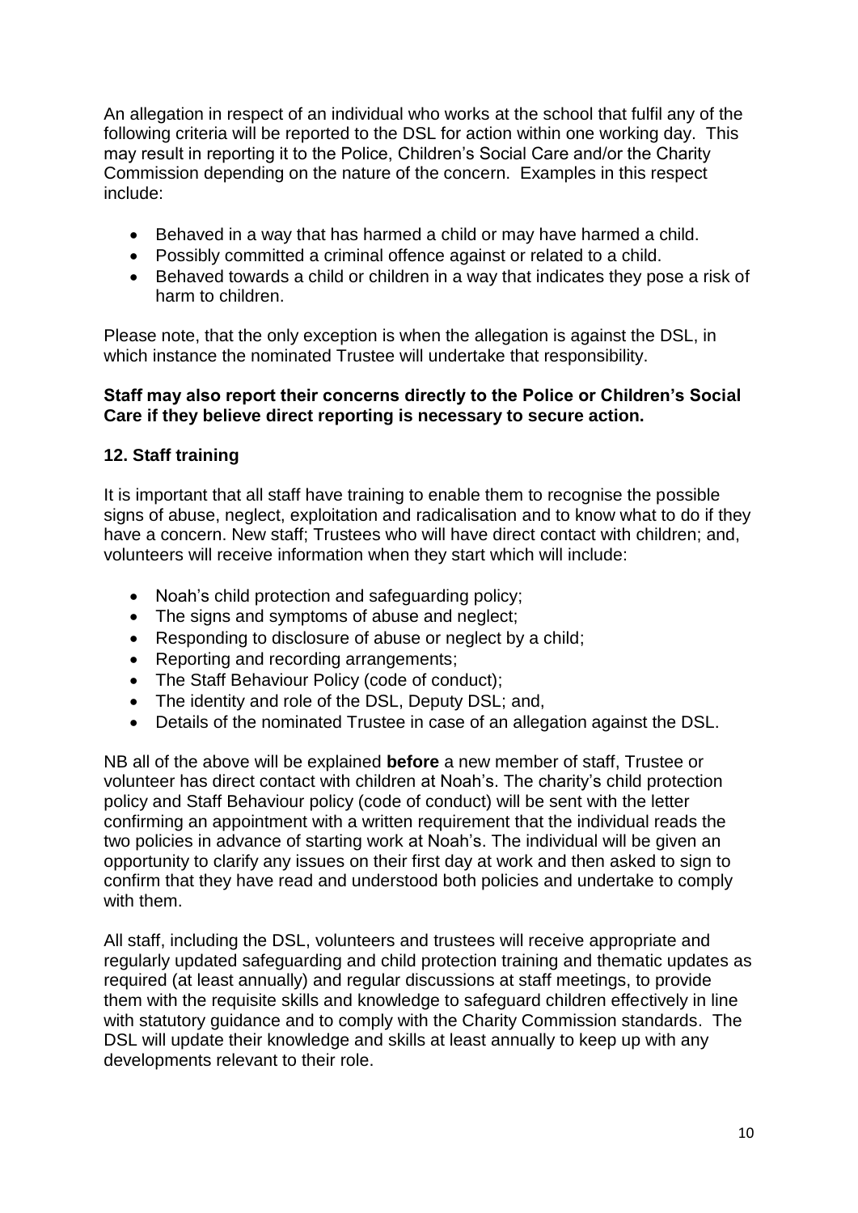An allegation in respect of an individual who works at the school that fulfil any of the following criteria will be reported to the DSL for action within one working day. This may result in reporting it to the Police, Children's Social Care and/or the Charity Commission depending on the nature of the concern. Examples in this respect include:

- Behaved in a way that has harmed a child or may have harmed a child.
- Possibly committed a criminal offence against or related to a child.
- Behaved towards a child or children in a way that indicates they pose a risk of harm to children.

Please note, that the only exception is when the allegation is against the DSL, in which instance the nominated Trustee will undertake that responsibility.

**Staff may also report their concerns directly to the Police or Children's Social Care if they believe direct reporting is necessary to secure action.**

## 12. Staff training

It is important that all staff have training to enable them to recognise the possible signs of abuse, neglect, exploitation and radicalisation and to know what to do if they have a concern. New staff; Trustees who will have direct contact with children; and, volunteers will receive information when they start which will include:

- Noah's child protection and safeguarding policy;
- The signs and symptoms of abuse and neglect;
- Responding to disclosure of abuse or neglect by a child;
- Reporting and recording arrangements;
- The Staff Behaviour Policy (code of conduct);
- The identity and role of the DSL, Deputy DSL; and,
- Details of the nominated Trustee in case of an allegation against the DSL.

NB all of the above will be explained **before** a new member of staff, Trustee or volunteer has direct contact with children at Noah's. The charity's child protection policy and Staff Behaviour policy (code of conduct) will be sent with the letter confirming an appointment with a written requirement that the individual reads the two policies in advance of starting work at Noah's. The individual will be given an opportunity to clarify any issues on their first day at work and then asked to sign to confirm that they have read and understood both policies and undertake to comply with them.

All staff, including the DSL, volunteers and trustees will receive appropriate and regularly updated safeguarding and child protection training and thematic updates as required (at least annually) and regular discussions at staff meetings, to provide them with the requisite skills and knowledge to safeguard children effectively in line with statutory guidance and to comply with the Charity Commission standards. The DSL will update their knowledge and skills at least annually to keep up with any developments relevant to their role.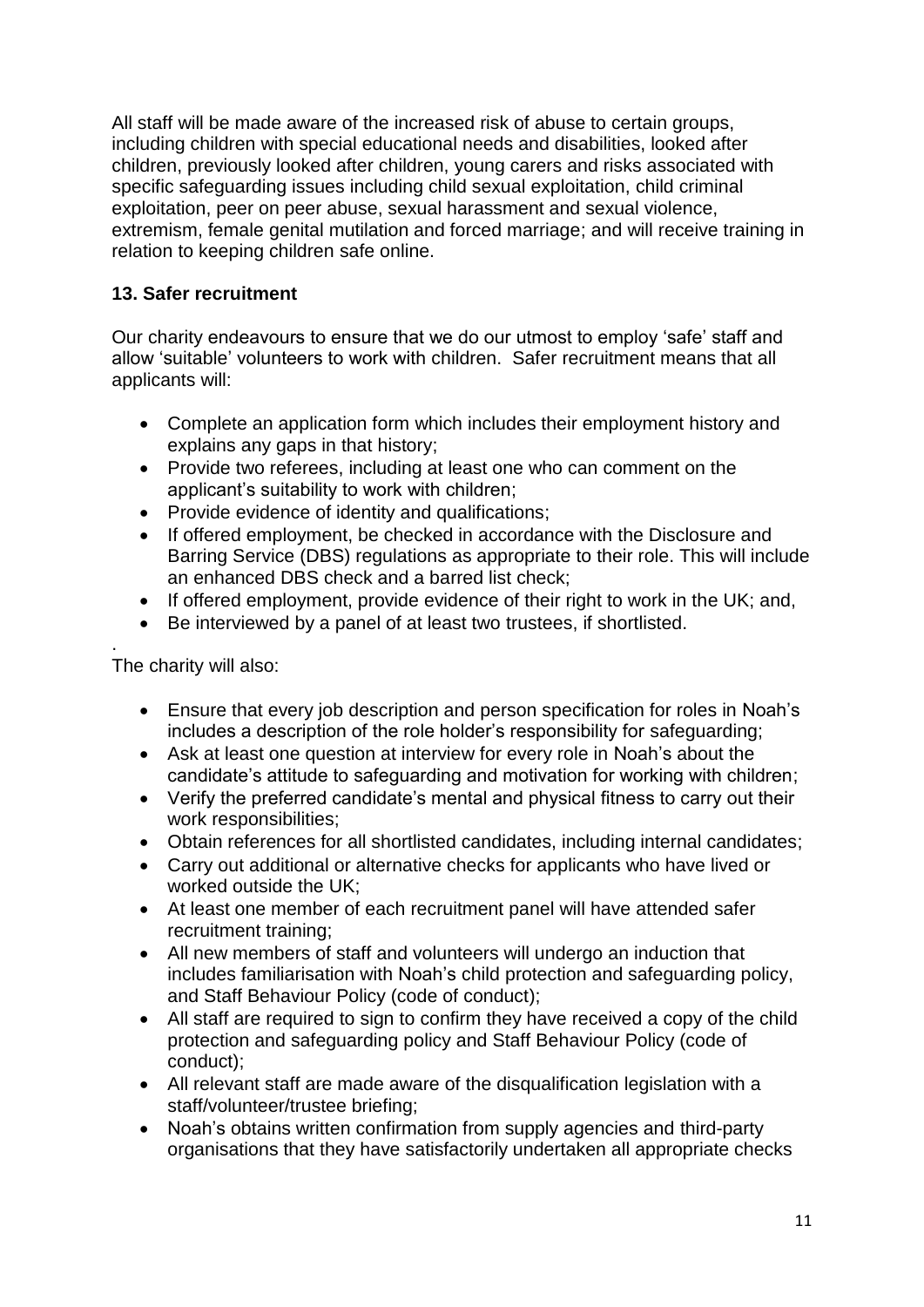All staff will be made aware of the increased risk of abuse to certain groups, including children with special educational needs and disabilities, looked after children, previously looked after children, young carers and risks associated with specific safeguarding issues including child sexual exploitation, child criminal exploitation, peer on peer abuse, sexual harassment and sexual violence, extremism, female genital mutilation and forced marriage; and will receive training in relation to keeping children safe online.

## 13. Safer recruitment

Our charity endeavours to ensure that we do our utmost to employ 'safe' staff and allow 'suitable' volunteers to work with children. Safer recruitment means that all applicants will:

- Complete an application form which includes their employment history and explains any gaps in that history;
- Provide two referees, including at least one who can comment on the applicant's suitability to work with children;
- Provide evidence of identity and qualifications;
- If offered employment, be checked in accordance with the Disclosure and Barring Service (DBS) regulations as appropriate to their role. This will include an enhanced DBS check and a barred list check;
- If offered employment, provide evidence of their right to work in the UK; and,
- Be interviewed by a panel of at least two trustees, if shortlisted.

.
The charity will also:

- Ensure that every job description and person specification for roles in Noah's includes a description of the role holder's responsibility for safeguarding;
- Ask at least one question at interview for every role in Noah's about the candidate's attitude to safeguarding and motivation for working with children;
- Verify the preferred candidate's mental and physical fitness to carry out their work responsibilities;
- Obtain references for all shortlisted candidates, including internal candidates;
- Carry out additional or alternative checks for applicants who have lived or worked outside the UK;
- At least one member of each recruitment panel will have attended safer recruitment training;
- All new members of staff and volunteers will undergo an induction that includes familiarisation with Noah's child protection and safeguarding policy, and Staff Behaviour Policy (code of conduct);
- All staff are required to sign to confirm they have received a copy of the child protection and safeguarding policy and Staff Behaviour Policy (code of conduct);
- All relevant staff are made aware of the disqualification legislation with a staff/volunteer/trustee briefing;
- Noah's obtains written confirmation from supply agencies and third-party organisations that they have satisfactorily undertaken all appropriate checks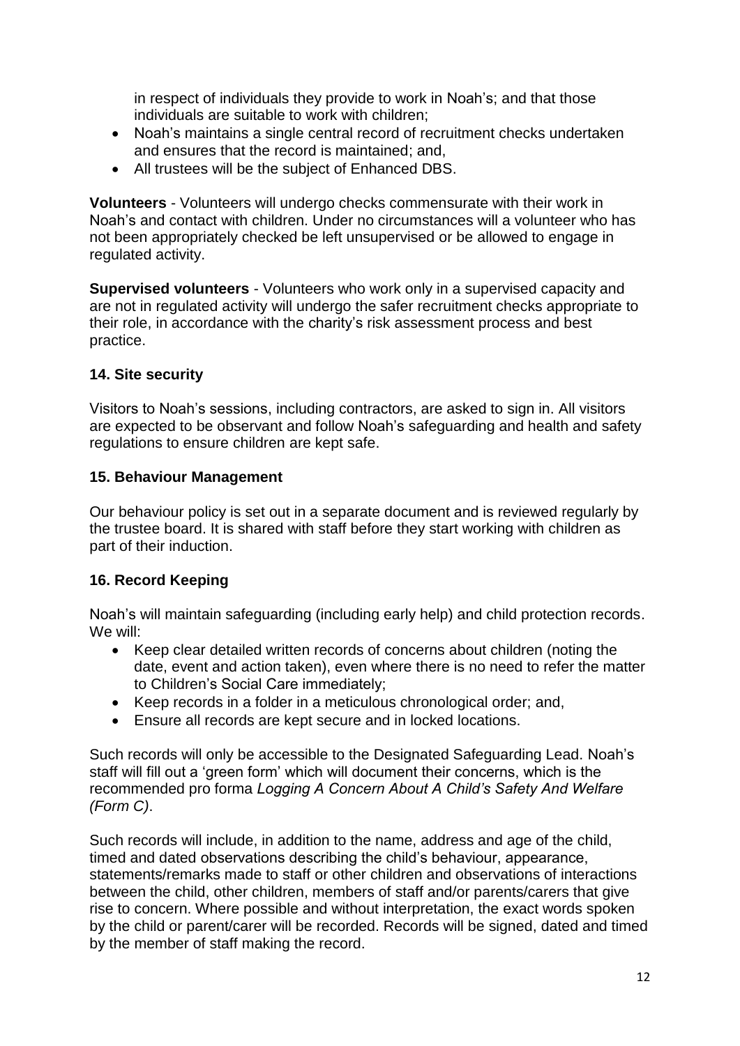in respect of individuals they provide to work in Noah's; and that those individuals are suitable to work with children;

- Noah's maintains a single central record of recruitment checks undertaken and ensures that the record is maintained; and,
- All trustees will be the subject of Enhanced DBS.

**Volunteers** - Volunteers will undergo checks commensurate with their work in Noah's and contact with children. Under no circumstances will a volunteer who has not been appropriately checked be left unsupervised or be allowed to engage in regulated activity.

**Supervised volunteers** - Volunteers who work only in a supervised capacity and are not in regulated activity will undergo the safer recruitment checks appropriate to their role, in accordance with the charity's risk assessment process and best practice.

### 14. Site security

Visitors to Noah's sessions, including contractors, are asked to sign in. All visitors are expected to be observant and follow Noah's safeguarding and health and safety regulations to ensure children are kept safe.

### 15. Behaviour Management

Our behaviour policy is set out in a separate document and is reviewed regularly by the trustee board. It is shared with staff before they start working with children as part of their induction.

### 16. Record Keeping

Noah's will maintain safeguarding (including early help) and child protection records. We will:

- Keep clear detailed written records of concerns about children (noting the date, event and action taken), even where there is no need to refer the matter to Children's Social Care immediately;
- Keep records in a folder in a meticulous chronological order; and,
- Ensure all records are kept secure and in locked locations.

Such records will only be accessible to the Designated Safeguarding Lead. Noah's staff will fill out a 'green form' which will document their concerns, which is the recommended pro forma *Logging A Concern About A Child's Safety And Welfare (Form C)*.

Such records will include, in addition to the name, address and age of the child, timed and dated observations describing the child's behaviour, appearance, statements/remarks made to staff or other children and observations of interactions between the child, other children, members of staff and/or parents/carers that give rise to concern. Where possible and without interpretation, the exact words spoken by the child or parent/carer will be recorded. Records will be signed, dated and timed by the member of staff making the record.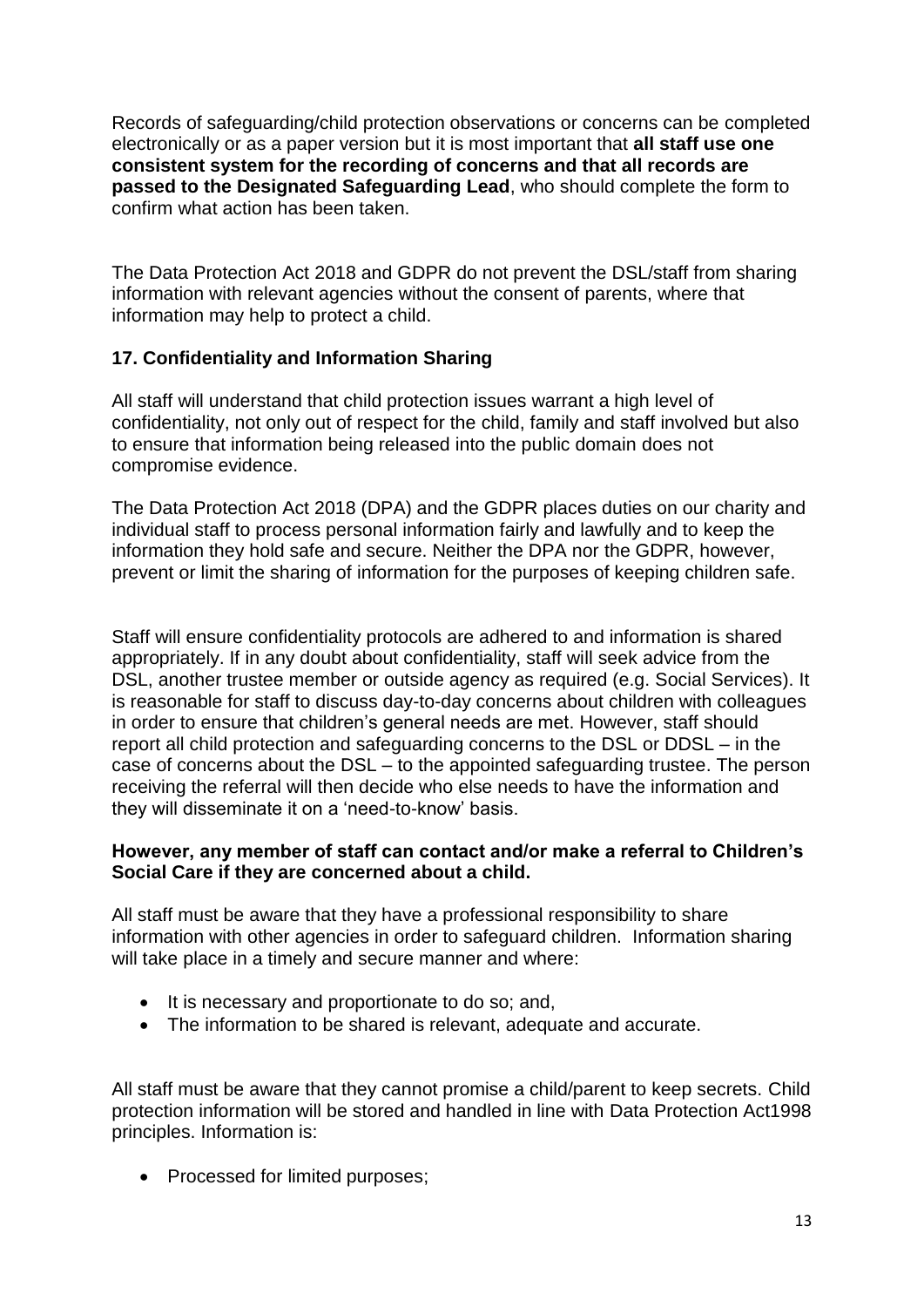Records of safeguarding/child protection observations or concerns can be completed electronically or as a paper version but it is most important that **all staff use one consistent system for the recording of concerns and that all records are passed to the Designated Safeguarding Lead**, who should complete the form to confirm what action has been taken.

The Data Protection Act 2018 and GDPR do not prevent the DSL/staff from sharing information with relevant agencies without the consent of parents, where that information may help to protect a child.

## 17. Confidentiality and Information Sharing

All staff will understand that child protection issues warrant a high level of confidentiality, not only out of respect for the child, family and staff involved but also to ensure that information being released into the public domain does not compromise evidence.

The Data Protection Act 2018 (DPA) and the GDPR places duties on our charity and individual staff to process personal information fairly and lawfully and to keep the information they hold safe and secure. Neither the DPA nor the GDPR, however, prevent or limit the sharing of information for the purposes of keeping children safe.

Staff will ensure confidentiality protocols are adhered to and information is shared appropriately. If in any doubt about confidentiality, staff will seek advice from the DSL, another trustee member or outside agency as required (e.g. Social Services). It is reasonable for staff to discuss day-to-day concerns about children with colleagues in order to ensure that children's general needs are met. However, staff should report all child protection and safeguarding concerns to the DSL or DDSL – in the case of concerns about the DSL – to the appointed safeguarding trustee. The person receiving the referral will then decide who else needs to have the information and they will disseminate it on a 'need-to-know' basis.

**However, any member of staff can contact and/or make a referral to Children's Social Care if they are concerned about a child.**

All staff must be aware that they have a professional responsibility to share information with other agencies in order to safeguard children. Information sharing will take place in a timely and secure manner and where:

- It is necessary and proportionate to do so; and,
- The information to be shared is relevant, adequate and accurate.

All staff must be aware that they cannot promise a child/parent to keep secrets. Child protection information will be stored and handled in line with Data Protection Act1998 principles. Information is:

- Processed for limited purposes;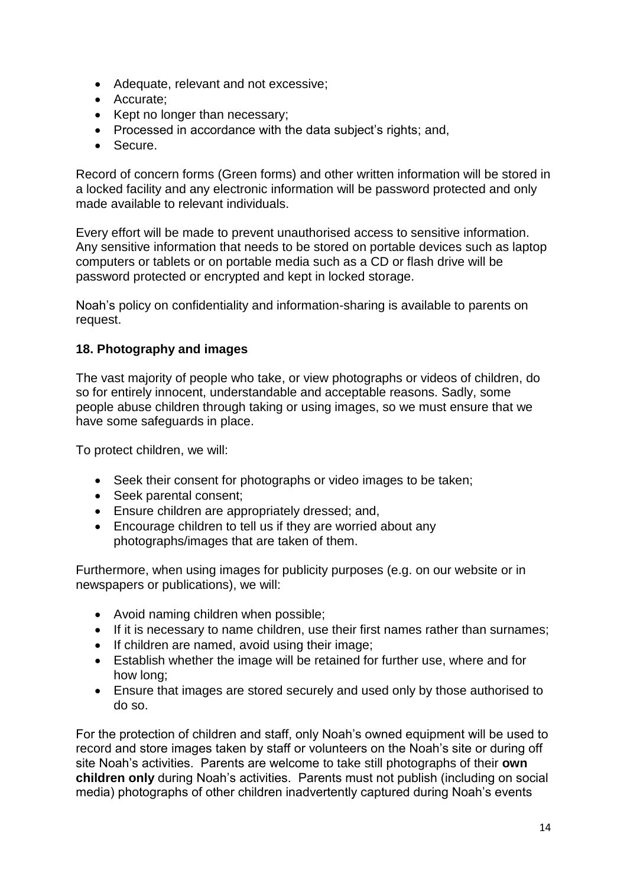- Adequate, relevant and not excessive;
- Accurate;
- Kept no longer than necessary;
- Processed in accordance with the data subject's rights; and,
- Secure.

Record of concern forms (Green forms) and other written information will be stored in a locked facility and any electronic information will be password protected and only made available to relevant individuals.

Every effort will be made to prevent unauthorised access to sensitive information. Any sensitive information that needs to be stored on portable devices such as laptop computers or tablets or on portable media such as a CD or flash drive will be password protected or encrypted and kept in locked storage.

Noah's policy on confidentiality and information-sharing is available to parents on request.

**18. Photography and images**

The vast majority of people who take, or view photographs or videos of children, do so for entirely innocent, understandable and acceptable reasons. Sadly, some people abuse children through taking or using images, so we must ensure that we have some safeguards in place.

To protect children, we will:

- Seek their consent for photographs or video images to be taken;
- Seek parental consent;
- Ensure children are appropriately dressed; and,
- Encourage children to tell us if they are worried about any photographs/images that are taken of them.

Furthermore, when using images for publicity purposes (e.g. on our website or in newspapers or publications), we will:

- Avoid naming children when possible;
- If it is necessary to name children, use their first names rather than surnames;
- If children are named, avoid using their image;
- Establish whether the image will be retained for further use, where and for how long;
- Ensure that images are stored securely and used only by those authorised to do so.

For the protection of children and staff, only Noah's owned equipment will be used to record and store images taken by staff or volunteers on the Noah's site or during off site Noah's activities. Parents are welcome to take still photographs of their **own children only** during Noah's activities. Parents must not publish (including on social media) photographs of other children inadvertently captured during Noah's events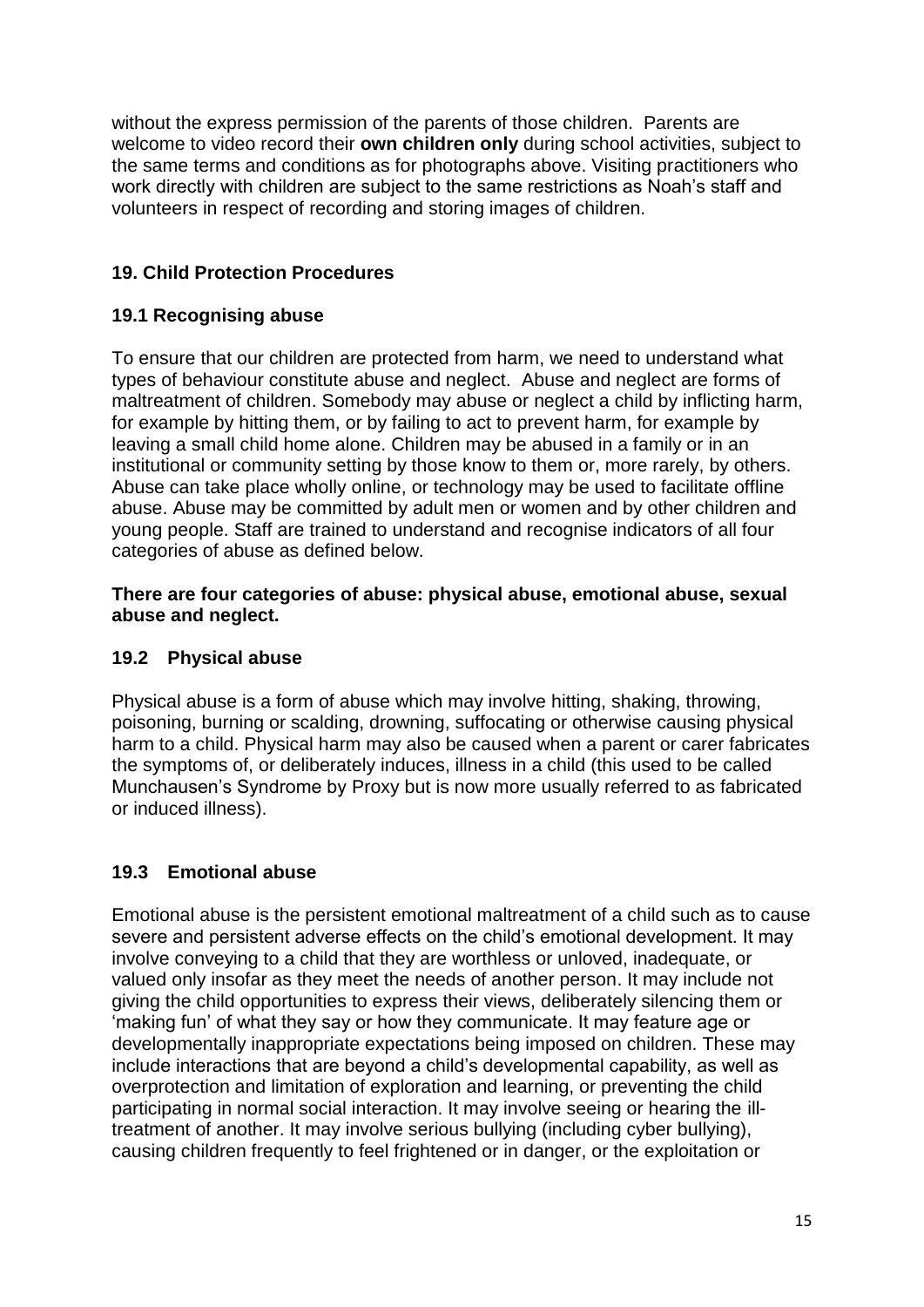without the express permission of the parents of those children. Parents are welcome to video record their **own children only** during school activities, subject to the same terms and conditions as for photographs above. Visiting practitioners who work directly with children are subject to the same restrictions as Noah's staff and volunteers in respect of recording and storing images of children.

## 19. Child Protection Procedures

### 19.1 Recognising abuse

To ensure that our children are protected from harm, we need to understand what types of behaviour constitute abuse and neglect. Abuse and neglect are forms of maltreatment of children. Somebody may abuse or neglect a child by inflicting harm, for example by hitting them, or by failing to act to prevent harm, for example by leaving a small child home alone. Children may be abused in a family or in an institutional or community setting by those know to them or, more rarely, by others. Abuse can take place wholly online, or technology may be used to facilitate offline abuse. Abuse may be committed by adult men or women and by other children and young people. Staff are trained to understand and recognise indicators of all four categories of abuse as defined below.

**There are four categories of abuse: physical abuse, emotional abuse, sexual abuse and neglect.**

### 19.2 Physical abuse

Physical abuse is a form of abuse which may involve hitting, shaking, throwing, poisoning, burning or scalding, drowning, suffocating or otherwise causing physical harm to a child. Physical harm may also be caused when a parent or carer fabricates the symptoms of, or deliberately induces, illness in a child (this used to be called Munchausen's Syndrome by Proxy but is now more usually referred to as fabricated or induced illness).

### 19.3 Emotional abuse

Emotional abuse is the persistent emotional maltreatment of a child such as to cause severe and persistent adverse effects on the child's emotional development. It may involve conveying to a child that they are worthless or unloved, inadequate, or valued only insofar as they meet the needs of another person. It may include not giving the child opportunities to express their views, deliberately silencing them or 'making fun' of what they say or how they communicate. It may feature age or developmentally inappropriate expectations being imposed on children. These may include interactions that are beyond a child's developmental capability, as well as overprotection and limitation of exploration and learning, or preventing the child participating in normal social interaction. It may involve seeing or hearing the ill-treatment of another. It may involve serious bullying (including cyber bullying), causing children frequently to feel frightened or in danger, or the exploitation or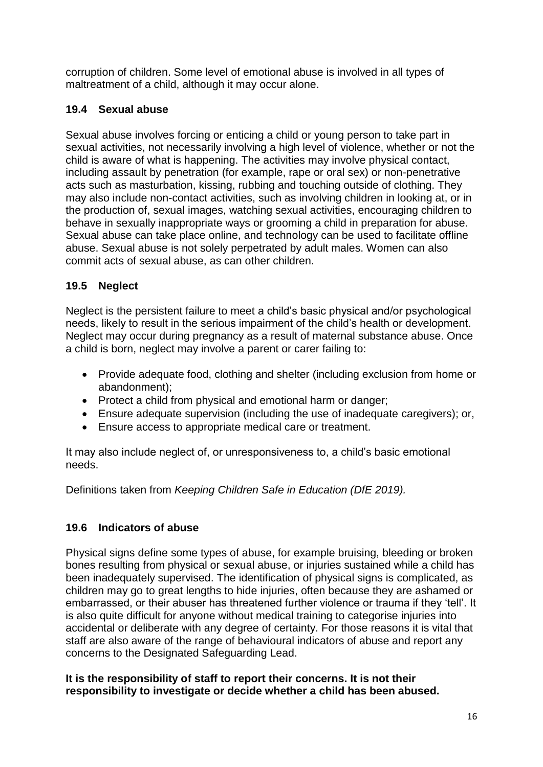corruption of children. Some level of emotional abuse is involved in all types of maltreatment of a child, although it may occur alone.

### 19.4 Sexual abuse

Sexual abuse involves forcing or enticing a child or young person to take part in sexual activities, not necessarily involving a high level of violence, whether or not the child is aware of what is happening. The activities may involve physical contact, including assault by penetration (for example, rape or oral sex) or non-penetrative acts such as masturbation, kissing, rubbing and touching outside of clothing. They may also include non-contact activities, such as involving children in looking at, or in the production of, sexual images, watching sexual activities, encouraging children to behave in sexually inappropriate ways or grooming a child in preparation for abuse. Sexual abuse can take place online, and technology can be used to facilitate offline abuse. Sexual abuse is not solely perpetrated by adult males. Women can also commit acts of sexual abuse, as can other children.

### 19.5 Neglect

Neglect is the persistent failure to meet a child's basic physical and/or psychological needs, likely to result in the serious impairment of the child's health or development. Neglect may occur during pregnancy as a result of maternal substance abuse. Once a child is born, neglect may involve a parent or carer failing to:

- Provide adequate food, clothing and shelter (including exclusion from home or abandonment);
- Protect a child from physical and emotional harm or danger;
- Ensure adequate supervision (including the use of inadequate caregivers); or,
- Ensure access to appropriate medical care or treatment.

It may also include neglect of, or unresponsiveness to, a child's basic emotional needs.

Definitions taken from *Keeping Children Safe in Education (DfE 2019).*

### 19.6 Indicators of abuse

Physical signs define some types of abuse, for example bruising, bleeding or broken bones resulting from physical or sexual abuse, or injuries sustained while a child has been inadequately supervised. The identification of physical signs is complicated, as children may go to great lengths to hide injuries, often because they are ashamed or embarrassed, or their abuser has threatened further violence or trauma if they 'tell'. It is also quite difficult for anyone without medical training to categorise injuries into accidental or deliberate with any degree of certainty. For those reasons it is vital that staff are also aware of the range of behavioural indicators of abuse and report any concerns to the Designated Safeguarding Lead.

**It is the responsibility of staff to report their concerns. It is not their responsibility to investigate or decide whether a child has been abused.**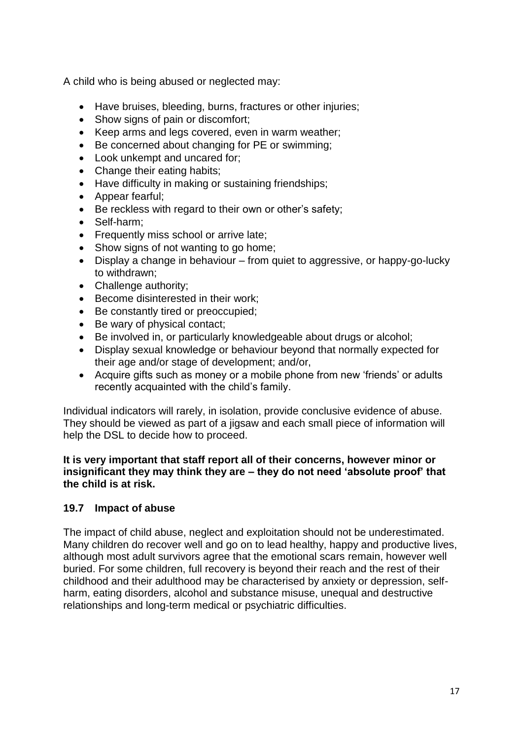A child who is being abused or neglected may:

- Have bruises, bleeding, burns, fractures or other injuries;
- Show signs of pain or discomfort;
- Keep arms and legs covered, even in warm weather;
- Be concerned about changing for PE or swimming;
- Look unkempt and uncared for;
- Change their eating habits;
- Have difficulty in making or sustaining friendships;
- Appear fearful;
- Be reckless with regard to their own or other's safety;
- Self-harm;
- Frequently miss school or arrive late;
- Show signs of not wanting to go home;
- Display a change in behaviour – from quiet to aggressive, or happy-go-lucky to withdrawn;
- Challenge authority;
- Become disinterested in their work;
- Be constantly tired or preoccupied;
- Be wary of physical contact;
- Be involved in, or particularly knowledgeable about drugs or alcohol;
- Display sexual knowledge or behaviour beyond that normally expected for their age and/or stage of development; and/or,
- Acquire gifts such as money or a mobile phone from new 'friends' or adults recently acquainted with the child's family.

Individual indicators will rarely, in isolation, provide conclusive evidence of abuse. They should be viewed as part of a jigsaw and each small piece of information will help the DSL to decide how to proceed.

**It is very important that staff report all of their concerns, however minor or insignificant they may think they are – they do not need 'absolute proof' that the child is at risk.**

### 19.7 Impact of abuse

The impact of child abuse, neglect and exploitation should not be underestimated. Many children do recover well and go on to lead healthy, happy and productive lives, although most adult survivors agree that the emotional scars remain, however well buried. For some children, full recovery is beyond their reach and the rest of their childhood and their adulthood may be characterised by anxiety or depression, self-harm, eating disorders, alcohol and substance misuse, unequal and destructive relationships and long-term medical or psychiatric difficulties.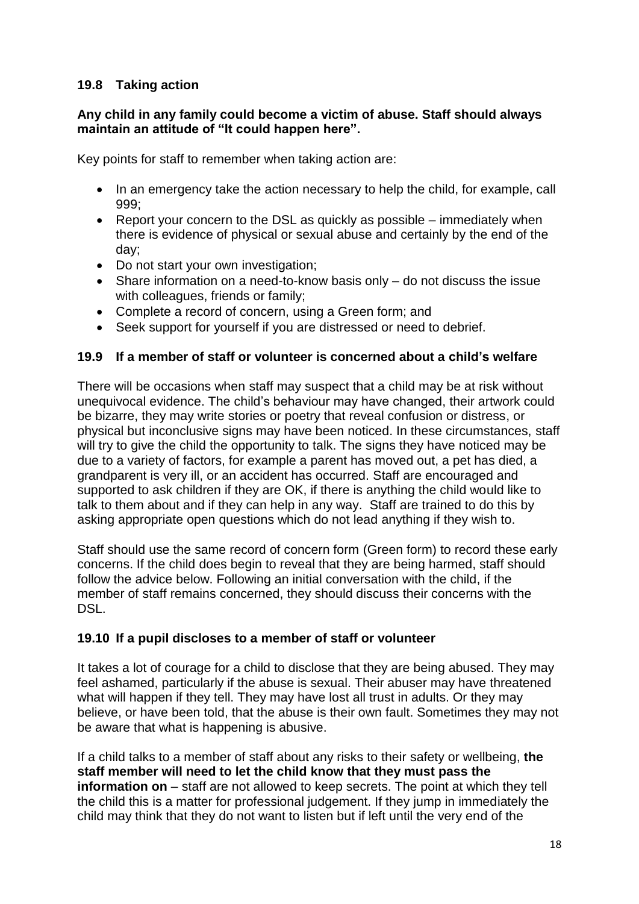### 19.8 Taking action

**Any child in any family could become a victim of abuse. Staff should always maintain an attitude of "It could happen here".**

Key points for staff to remember when taking action are:

- In an emergency take the action necessary to help the child, for example, call 999;
- Report your concern to the DSL as quickly as possible – immediately when there is evidence of physical or sexual abuse and certainly by the end of the day;
- Do not start your own investigation;
- Share information on a need-to-know basis only – do not discuss the issue with colleagues, friends or family;
- Complete a record of concern, using a Green form; and
- Seek support for yourself if you are distressed or need to debrief.

### 19.9 If a member of staff or volunteer is concerned about a child's welfare

There will be occasions when staff may suspect that a child may be at risk without unequivocal evidence. The child's behaviour may have changed, their artwork could be bizarre, they may write stories or poetry that reveal confusion or distress, or physical but inconclusive signs may have been noticed. In these circumstances, staff will try to give the child the opportunity to talk. The signs they have noticed may be due to a variety of factors, for example a parent has moved out, a pet has died, a grandparent is very ill, or an accident has occurred. Staff are encouraged and supported to ask children if they are OK, if there is anything the child would like to talk to them about and if they can help in any way. Staff are trained to do this by asking appropriate open questions which do not lead anything if they wish to.

Staff should use the same record of concern form (Green form) to record these early concerns. If the child does begin to reveal that they are being harmed, staff should follow the advice below. Following an initial conversation with the child, if the member of staff remains concerned, they should discuss their concerns with the DSL.

### 19.10 If a pupil discloses to a member of staff or volunteer

It takes a lot of courage for a child to disclose that they are being abused. They may feel ashamed, particularly if the abuse is sexual. Their abuser may have threatened what will happen if they tell. They may have lost all trust in adults. Or they may believe, or have been told, that the abuse is their own fault. Sometimes they may not be aware that what is happening is abusive.

If a child talks to a member of staff about any risks to their safety or wellbeing, **the staff member will need to let the child know that they must pass the information on** – staff are not allowed to keep secrets. The point at which they tell the child this is a matter for professional judgement. If they jump in immediately the child may think that they do not want to listen but if left until the very end of the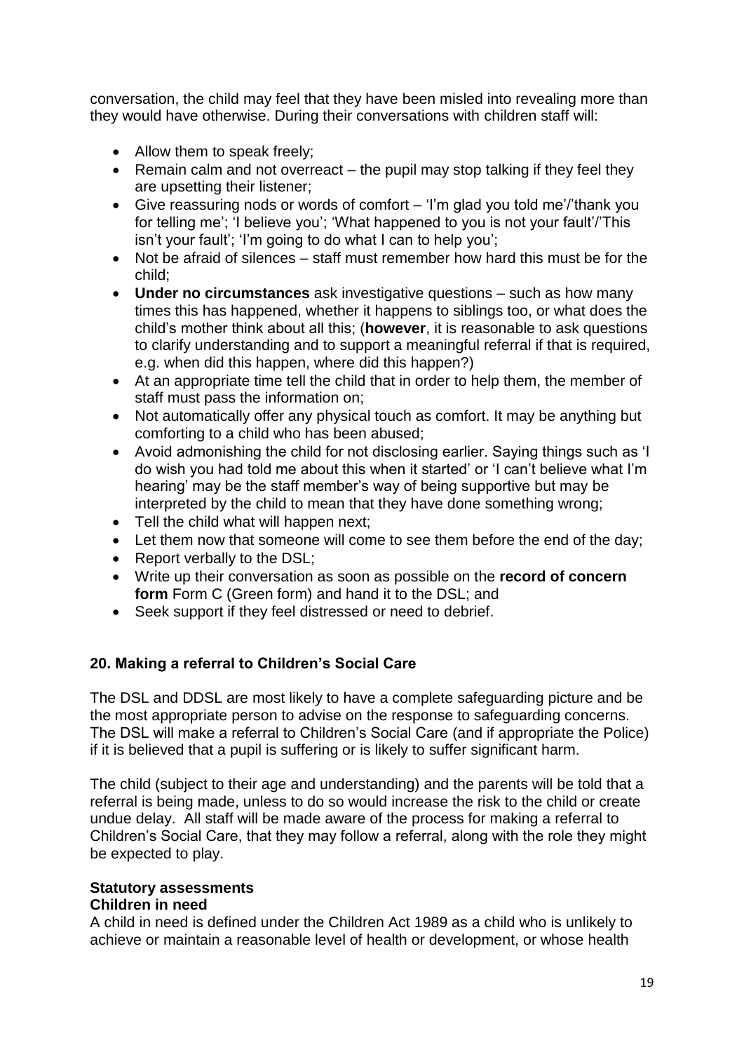conversation, the child may feel that they have been misled into revealing more than they would have otherwise. During their conversations with children staff will:

- Allow them to speak freely;
- Remain calm and not overreact – the pupil may stop talking if they feel they are upsetting their listener;
- Give reassuring nods or words of comfort – 'I'm glad you told me'/'thank you for telling me'; 'I believe you'; 'What happened to you is not your fault'/'This isn't your fault'; 'I'm going to do what I can to help you';
- Not be afraid of silences – staff must remember how hard this must be for the child;
- **Under no circumstances** ask investigative questions – such as how many times this has happened, whether it happens to siblings too, or what does the child's mother think about all this; (**however**, it is reasonable to ask questions to clarify understanding and to support a meaningful referral if that is required, e.g. when did this happen, where did this happen?)
- At an appropriate time tell the child that in order to help them, the member of staff must pass the information on;
- Not automatically offer any physical touch as comfort. It may be anything but comforting to a child who has been abused;
- Avoid admonishing the child for not disclosing earlier. Saying things such as 'I do wish you had told me about this when it started' or 'I can't believe what I'm hearing' may be the staff member's way of being supportive but may be interpreted by the child to mean that they have done something wrong;
- Tell the child what will happen next;
- Let them now that someone will come to see them before the end of the day;
- Report verbally to the DSL;
- Write up their conversation as soon as possible on the **record of concern form** Form C (Green form) and hand it to the DSL; and
- Seek support if they feel distressed or need to debrief.

## 20. Making a referral to Children's Social Care

The DSL and DDSL are most likely to have a complete safeguarding picture and be the most appropriate person to advise on the response to safeguarding concerns. The DSL will make a referral to Children's Social Care (and if appropriate the Police) if it is believed that a pupil is suffering or is likely to suffer significant harm.

The child (subject to their age and understanding) and the parents will be told that a referral is being made, unless to do so would increase the risk to the child or create undue delay. All staff will be made aware of the process for making a referral to Children's Social Care, that they may follow a referral, along with the role they might be expected to play.

### Statutory assessments

**Children in need**

A child in need is defined under the Children Act 1989 as a child who is unlikely to achieve or maintain a reasonable level of health or development, or whose health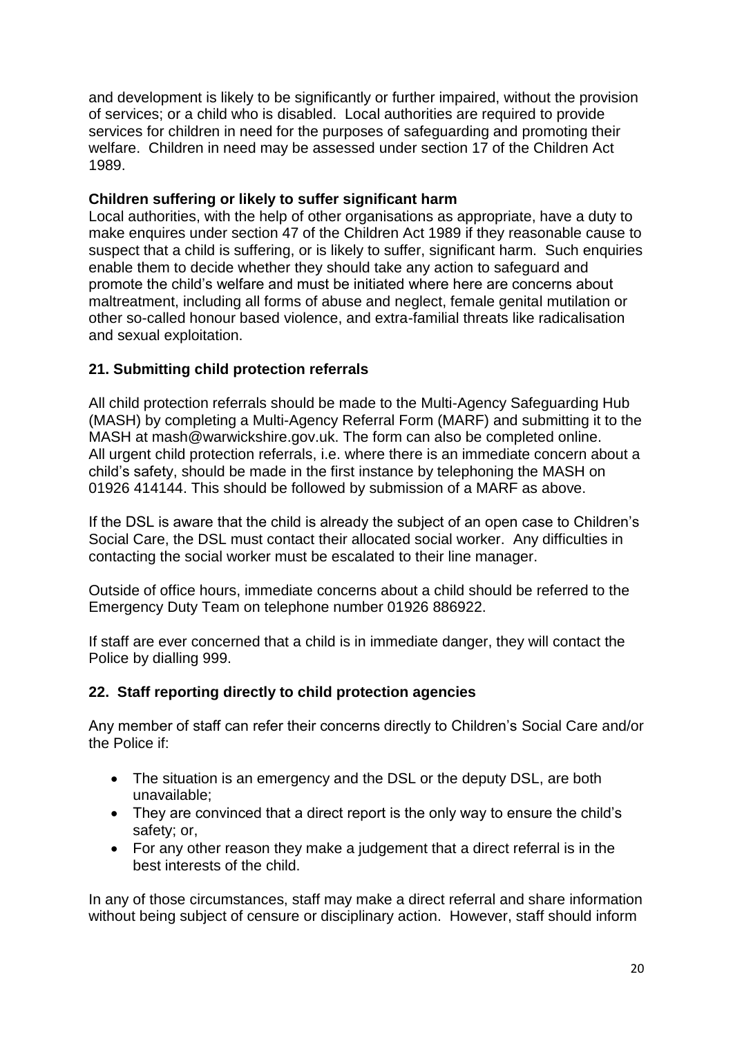and development is likely to be significantly or further impaired, without the provision of services; or a child who is disabled. Local authorities are required to provide services for children in need for the purposes of safeguarding and promoting their welfare. Children in need may be assessed under section 17 of the Children Act 1989.

**Children suffering or likely to suffer significant harm**

Local authorities, with the help of other organisations as appropriate, have a duty to make enquires under section 47 of the Children Act 1989 if they reasonable cause to suspect that a child is suffering, or is likely to suffer, significant harm. Such enquiries enable them to decide whether they should take any action to safeguard and promote the child's welfare and must be initiated where here are concerns about maltreatment, including all forms of abuse and neglect, female genital mutilation or other so-called honour based violence, and extra-familial threats like radicalisation and sexual exploitation.

## 21. Submitting child protection referrals

All child protection referrals should be made to the Multi-Agency Safeguarding Hub (MASH) by completing a Multi-Agency Referral Form (MARF) and submitting it to the MASH at mash@warwickshire.gov.uk. The form can also be completed online. All urgent child protection referrals, i.e. where there is an immediate concern about a child's safety, should be made in the first instance by telephoning the MASH on 01926 414144. This should be followed by submission of a MARF as above.

If the DSL is aware that the child is already the subject of an open case to Children's Social Care, the DSL must contact their allocated social worker. Any difficulties in contacting the social worker must be escalated to their line manager.

Outside of office hours, immediate concerns about a child should be referred to the Emergency Duty Team on telephone number 01926 886922.

If staff are ever concerned that a child is in immediate danger, they will contact the Police by dialling 999.

## 22. Staff reporting directly to child protection agencies

Any member of staff can refer their concerns directly to Children's Social Care and/or the Police if:

- The situation is an emergency and the DSL or the deputy DSL, are both unavailable;
- They are convinced that a direct report is the only way to ensure the child's safety; or,
- For any other reason they make a judgement that a direct referral is in the best interests of the child.

In any of those circumstances, staff may make a direct referral and share information without being subject of censure or disciplinary action. However, staff should inform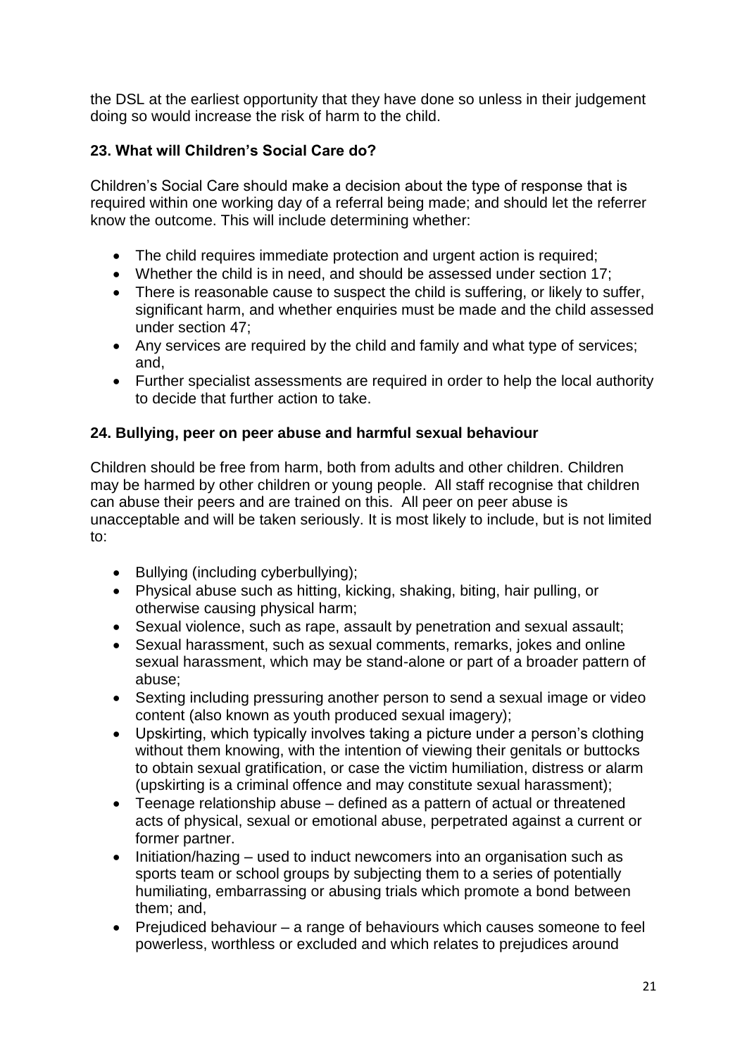the DSL at the earliest opportunity that they have done so unless in their judgement doing so would increase the risk of harm to the child.

### 23. What will Children's Social Care do?

Children's Social Care should make a decision about the type of response that is required within one working day of a referral being made; and should let the referrer know the outcome. This will include determining whether:

- The child requires immediate protection and urgent action is required;
- Whether the child is in need, and should be assessed under section 17;
- There is reasonable cause to suspect the child is suffering, or likely to suffer, significant harm, and whether enquiries must be made and the child assessed under section 47;
- Any services are required by the child and family and what type of services; and,
- Further specialist assessments are required in order to help the local authority to decide that further action to take.

### 24. Bullying, peer on peer abuse and harmful sexual behaviour

Children should be free from harm, both from adults and other children. Children may be harmed by other children or young people. All staff recognise that children can abuse their peers and are trained on this. All peer on peer abuse is unacceptable and will be taken seriously. It is most likely to include, but is not limited to:

- Bullying (including cyberbullying);
- Physical abuse such as hitting, kicking, shaking, biting, hair pulling, or otherwise causing physical harm;
- Sexual violence, such as rape, assault by penetration and sexual assault;
- Sexual harassment, such as sexual comments, remarks, jokes and online sexual harassment, which may be stand-alone or part of a broader pattern of abuse;
- Sexting including pressuring another person to send a sexual image or video content (also known as youth produced sexual imagery);
- Upskirting, which typically involves taking a picture under a person's clothing without them knowing, with the intention of viewing their genitals or buttocks to obtain sexual gratification, or case the victim humiliation, distress or alarm (upskirting is a criminal offence and may constitute sexual harassment);
- Teenage relationship abuse – defined as a pattern of actual or threatened acts of physical, sexual or emotional abuse, perpetrated against a current or former partner.
- Initiation/hazing – used to induct newcomers into an organisation such as sports team or school groups by subjecting them to a series of potentially humiliating, embarrassing or abusing trials which promote a bond between them; and,
- Prejudiced behaviour – a range of behaviours which causes someone to feel powerless, worthless or excluded and which relates to prejudices around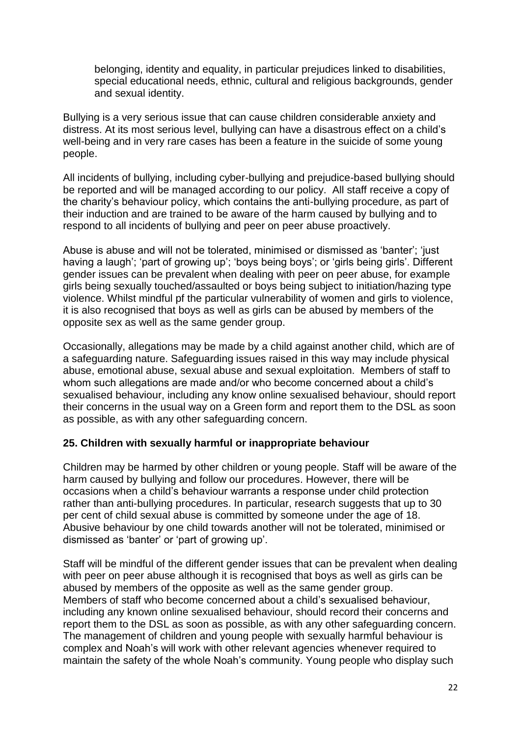belonging, identity and equality, in particular prejudices linked to disabilities, special educational needs, ethnic, cultural and religious backgrounds, gender and sexual identity.

Bullying is a very serious issue that can cause children considerable anxiety and distress. At its most serious level, bullying can have a disastrous effect on a child's well-being and in very rare cases has been a feature in the suicide of some young people.

All incidents of bullying, including cyber-bullying and prejudice-based bullying should be reported and will be managed according to our policy. All staff receive a copy of the charity's behaviour policy, which contains the anti-bullying procedure, as part of their induction and are trained to be aware of the harm caused by bullying and to respond to all incidents of bullying and peer on peer abuse proactively.

Abuse is abuse and will not be tolerated, minimised or dismissed as 'banter'; 'just having a laugh'; 'part of growing up'; 'boys being boys'; or 'girls being girls'. Different gender issues can be prevalent when dealing with peer on peer abuse, for example girls being sexually touched/assaulted or boys being subject to initiation/hazing type violence. Whilst mindful pf the particular vulnerability of women and girls to violence, it is also recognised that boys as well as girls can be abused by members of the opposite sex as well as the same gender group.

Occasionally, allegations may be made by a child against another child, which are of a safeguarding nature. Safeguarding issues raised in this way may include physical abuse, emotional abuse, sexual abuse and sexual exploitation. Members of staff to whom such allegations are made and/or who become concerned about a child's sexualised behaviour, including any know online sexualised behaviour, should report their concerns in the usual way on a Green form and report them to the DSL as soon as possible, as with any other safeguarding concern.

## 25. Children with sexually harmful or inappropriate behaviour

Children may be harmed by other children or young people. Staff will be aware of the harm caused by bullying and follow our procedures. However, there will be occasions when a child's behaviour warrants a response under child protection rather than anti-bullying procedures. In particular, research suggests that up to 30 per cent of child sexual abuse is committed by someone under the age of 18. Abusive behaviour by one child towards another will not be tolerated, minimised or dismissed as 'banter' or 'part of growing up'.

Staff will be mindful of the different gender issues that can be prevalent when dealing with peer on peer abuse although it is recognised that boys as well as girls can be abused by members of the opposite as well as the same gender group.
Members of staff who become concerned about a child's sexualised behaviour, including any known online sexualised behaviour, should record their concerns and report them to the DSL as soon as possible, as with any other safeguarding concern. The management of children and young people with sexually harmful behaviour is complex and Noah's will work with other relevant agencies whenever required to maintain the safety of the whole Noah's community. Young people who display such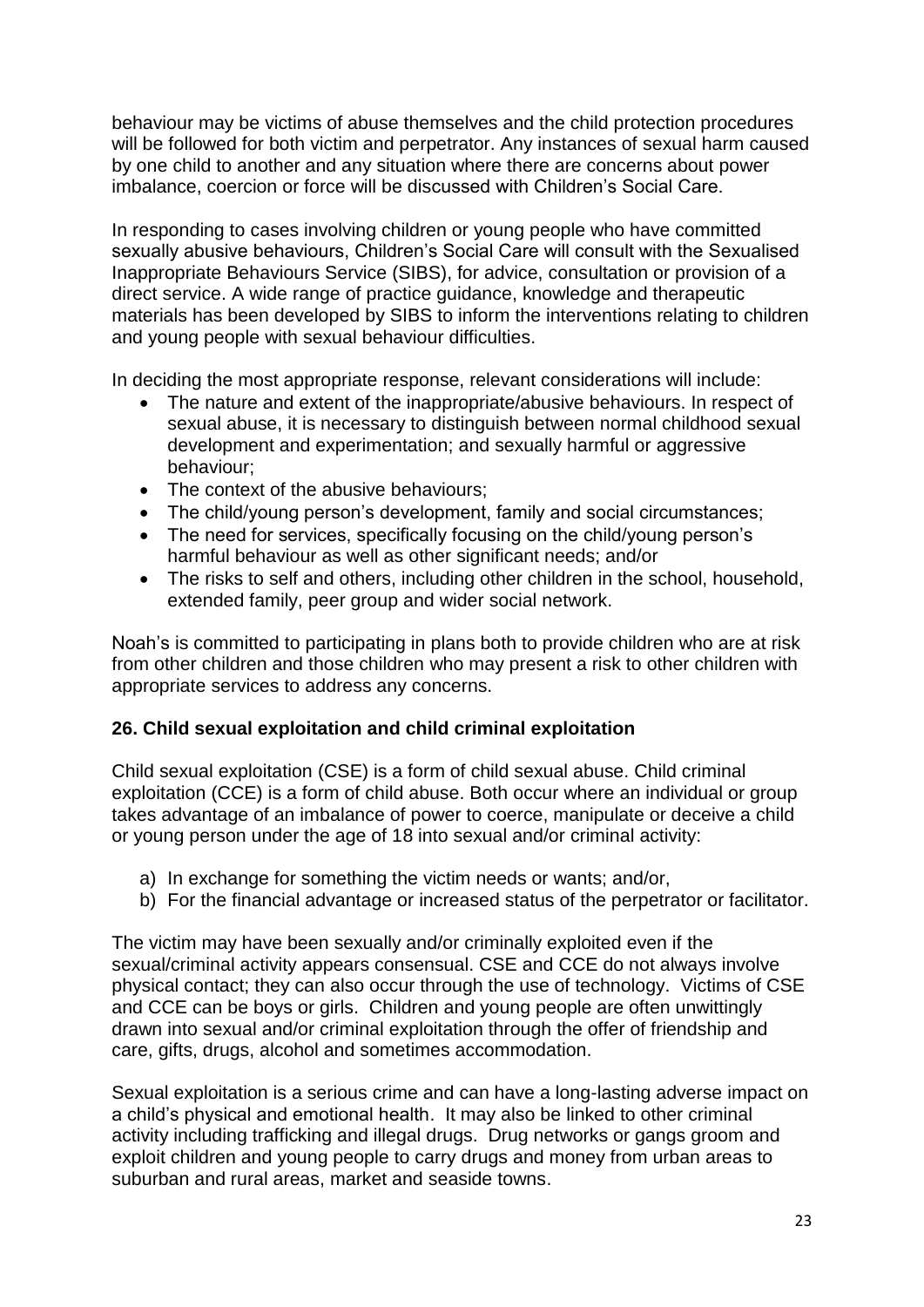behaviour may be victims of abuse themselves and the child protection procedures will be followed for both victim and perpetrator. Any instances of sexual harm caused by one child to another and any situation where there are concerns about power imbalance, coercion or force will be discussed with Children's Social Care.

In responding to cases involving children or young people who have committed sexually abusive behaviours, Children's Social Care will consult with the Sexualised Inappropriate Behaviours Service (SIBS), for advice, consultation or provision of a direct service. A wide range of practice guidance, knowledge and therapeutic materials has been developed by SIBS to inform the interventions relating to children and young people with sexual behaviour difficulties.

In deciding the most appropriate response, relevant considerations will include:

- The nature and extent of the inappropriate/abusive behaviours. In respect of sexual abuse, it is necessary to distinguish between normal childhood sexual development and experimentation; and sexually harmful or aggressive behaviour;
- The context of the abusive behaviours;
- The child/young person's development, family and social circumstances;
- The need for services, specifically focusing on the child/young person's harmful behaviour as well as other significant needs; and/or
- The risks to self and others, including other children in the school, household, extended family, peer group and wider social network.

Noah's is committed to participating in plans both to provide children who are at risk from other children and those children who may present a risk to other children with appropriate services to address any concerns.

## 26. Child sexual exploitation and child criminal exploitation

Child sexual exploitation (CSE) is a form of child sexual abuse. Child criminal exploitation (CCE) is a form of child abuse. Both occur where an individual or group takes advantage of an imbalance of power to coerce, manipulate or deceive a child or young person under the age of 18 into sexual and/or criminal activity:

a) In exchange for something the victim needs or wants; and/or,
b) For the financial advantage or increased status of the perpetrator or facilitator.

The victim may have been sexually and/or criminally exploited even if the sexual/criminal activity appears consensual. CSE and CCE do not always involve physical contact; they can also occur through the use of technology. Victims of CSE and CCE can be boys or girls. Children and young people are often unwittingly drawn into sexual and/or criminal exploitation through the offer of friendship and care, gifts, drugs, alcohol and sometimes accommodation.

Sexual exploitation is a serious crime and can have a long-lasting adverse impact on a child's physical and emotional health. It may also be linked to other criminal activity including trafficking and illegal drugs. Drug networks or gangs groom and exploit children and young people to carry drugs and money from urban areas to suburban and rural areas, market and seaside towns.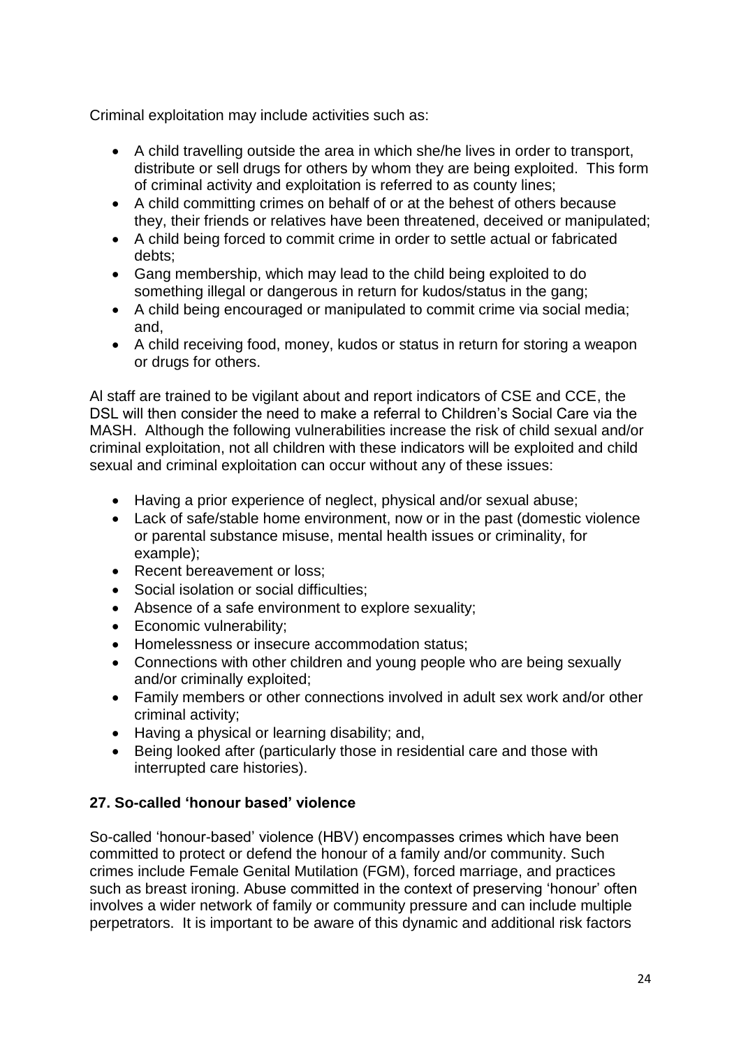Criminal exploitation may include activities such as:

- A child travelling outside the area in which she/he lives in order to transport, distribute or sell drugs for others by whom they are being exploited. This form of criminal activity and exploitation is referred to as county lines;
- A child committing crimes on behalf of or at the behest of others because they, their friends or relatives have been threatened, deceived or manipulated;
- A child being forced to commit crime in order to settle actual or fabricated debts;
- Gang membership, which may lead to the child being exploited to do something illegal or dangerous in return for kudos/status in the gang;
- A child being encouraged or manipulated to commit crime via social media; and,
- A child receiving food, money, kudos or status in return for storing a weapon or drugs for others.

Al staff are trained to be vigilant about and report indicators of CSE and CCE, the DSL will then consider the need to make a referral to Children's Social Care via the MASH. Although the following vulnerabilities increase the risk of child sexual and/or criminal exploitation, not all children with these indicators will be exploited and child sexual and criminal exploitation can occur without any of these issues:

- Having a prior experience of neglect, physical and/or sexual abuse;
- Lack of safe/stable home environment, now or in the past (domestic violence or parental substance misuse, mental health issues or criminality, for example);
- Recent bereavement or loss;
- Social isolation or social difficulties;
- Absence of a safe environment to explore sexuality;
- Economic vulnerability;
- Homelessness or insecure accommodation status;
- Connections with other children and young people who are being sexually and/or criminally exploited;
- Family members or other connections involved in adult sex work and/or other criminal activity;
- Having a physical or learning disability; and,
- Being looked after (particularly those in residential care and those with interrupted care histories).

**27. So-called 'honour based' violence**

So-called 'honour-based' violence (HBV) encompasses crimes which have been committed to protect or defend the honour of a family and/or community. Such crimes include Female Genital Mutilation (FGM), forced marriage, and practices such as breast ironing. Abuse committed in the context of preserving 'honour' often involves a wider network of family or community pressure and can include multiple perpetrators. It is important to be aware of this dynamic and additional risk factors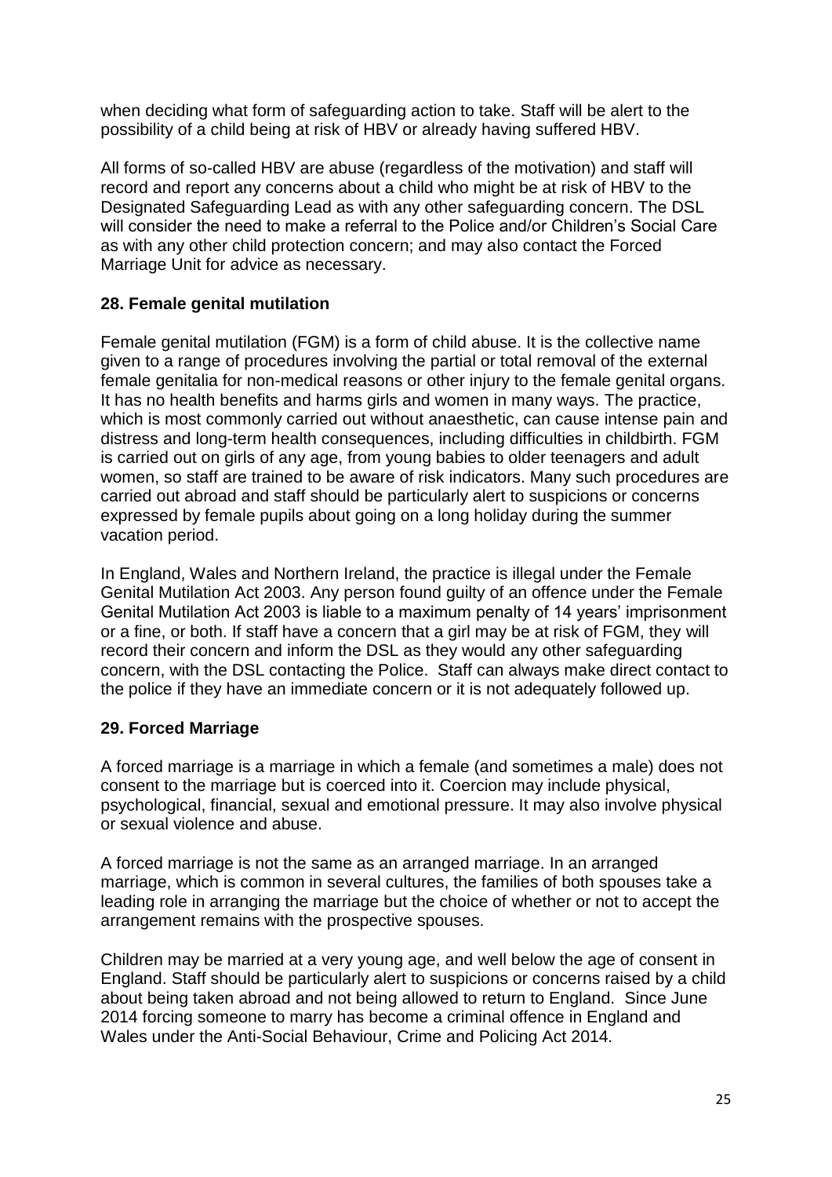when deciding what form of safeguarding action to take. Staff will be alert to the possibility of a child being at risk of HBV or already having suffered HBV.

All forms of so-called HBV are abuse (regardless of the motivation) and staff will record and report any concerns about a child who might be at risk of HBV to the Designated Safeguarding Lead as with any other safeguarding concern. The DSL will consider the need to make a referral to the Police and/or Children's Social Care as with any other child protection concern; and may also contact the Forced Marriage Unit for advice as necessary.

### 28. Female genital mutilation

Female genital mutilation (FGM) is a form of child abuse. It is the collective name given to a range of procedures involving the partial or total removal of the external female genitalia for non-medical reasons or other injury to the female genital organs. It has no health benefits and harms girls and women in many ways. The practice, which is most commonly carried out without anaesthetic, can cause intense pain and distress and long-term health consequences, including difficulties in childbirth. FGM is carried out on girls of any age, from young babies to older teenagers and adult women, so staff are trained to be aware of risk indicators. Many such procedures are carried out abroad and staff should be particularly alert to suspicions or concerns expressed by female pupils about going on a long holiday during the summer vacation period.

In England, Wales and Northern Ireland, the practice is illegal under the Female Genital Mutilation Act 2003. Any person found guilty of an offence under the Female Genital Mutilation Act 2003 is liable to a maximum penalty of 14 years' imprisonment or a fine, or both. If staff have a concern that a girl may be at risk of FGM, they will record their concern and inform the DSL as they would any other safeguarding concern, with the DSL contacting the Police. Staff can always make direct contact to the police if they have an immediate concern or it is not adequately followed up.

### 29. Forced Marriage

A forced marriage is a marriage in which a female (and sometimes a male) does not consent to the marriage but is coerced into it. Coercion may include physical, psychological, financial, sexual and emotional pressure. It may also involve physical or sexual violence and abuse.

A forced marriage is not the same as an arranged marriage. In an arranged marriage, which is common in several cultures, the families of both spouses take a leading role in arranging the marriage but the choice of whether or not to accept the arrangement remains with the prospective spouses.

Children may be married at a very young age, and well below the age of consent in England. Staff should be particularly alert to suspicions or concerns raised by a child about being taken abroad and not being allowed to return to England. Since June 2014 forcing someone to marry has become a criminal offence in England and Wales under the Anti-Social Behaviour, Crime and Policing Act 2014.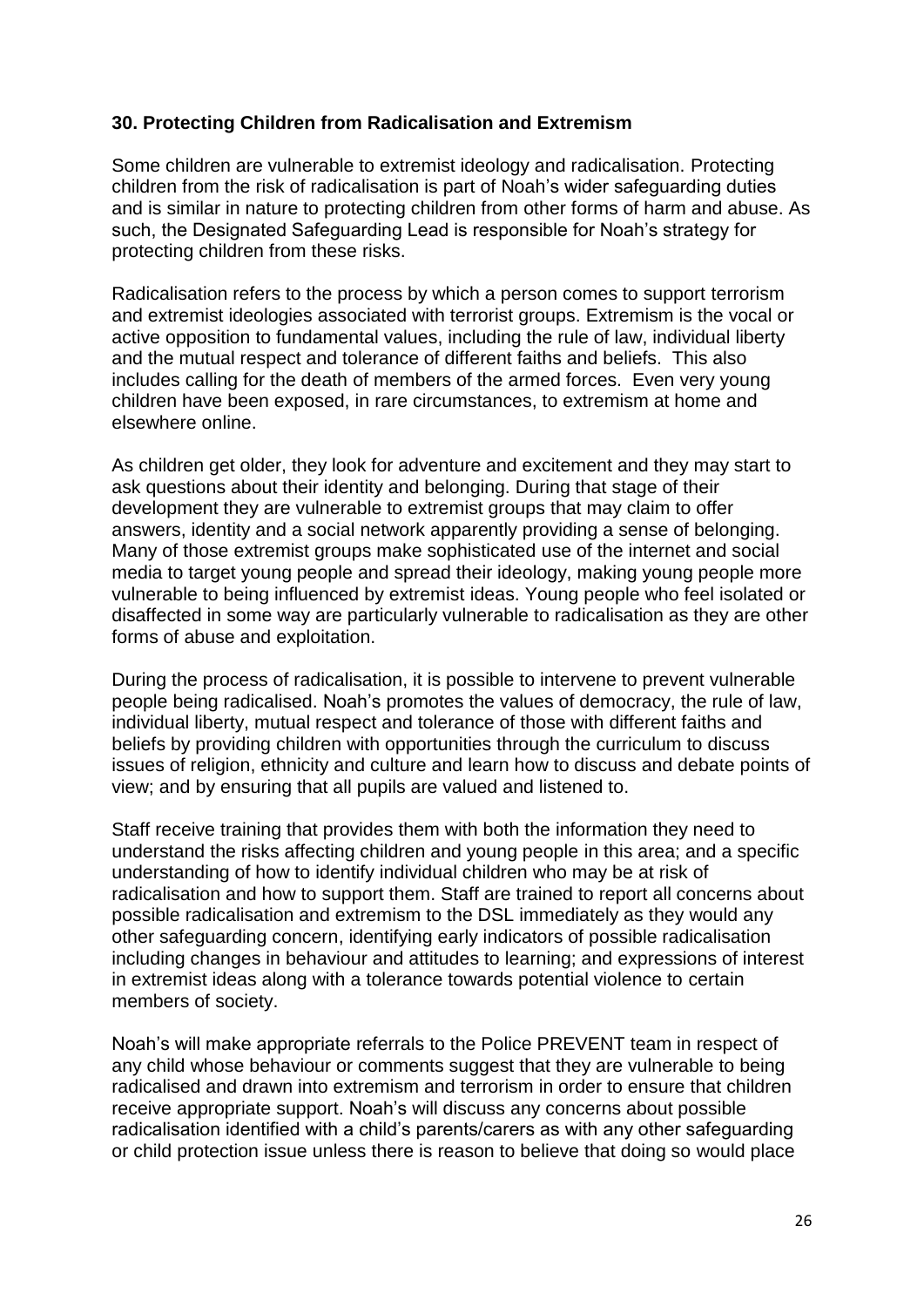**30. Protecting Children from Radicalisation and Extremism**

Some children are vulnerable to extremist ideology and radicalisation. Protecting children from the risk of radicalisation is part of Noah's wider safeguarding duties and is similar in nature to protecting children from other forms of harm and abuse. As such, the Designated Safeguarding Lead is responsible for Noah's strategy for protecting children from these risks.

Radicalisation refers to the process by which a person comes to support terrorism and extremist ideologies associated with terrorist groups. Extremism is the vocal or active opposition to fundamental values, including the rule of law, individual liberty and the mutual respect and tolerance of different faiths and beliefs. This also includes calling for the death of members of the armed forces. Even very young children have been exposed, in rare circumstances, to extremism at home and elsewhere online.

As children get older, they look for adventure and excitement and they may start to ask questions about their identity and belonging. During that stage of their development they are vulnerable to extremist groups that may claim to offer answers, identity and a social network apparently providing a sense of belonging. Many of those extremist groups make sophisticated use of the internet and social media to target young people and spread their ideology, making young people more vulnerable to being influenced by extremist ideas. Young people who feel isolated or disaffected in some way are particularly vulnerable to radicalisation as they are other forms of abuse and exploitation.

During the process of radicalisation, it is possible to intervene to prevent vulnerable people being radicalised. Noah's promotes the values of democracy, the rule of law, individual liberty, mutual respect and tolerance of those with different faiths and beliefs by providing children with opportunities through the curriculum to discuss issues of religion, ethnicity and culture and learn how to discuss and debate points of view; and by ensuring that all pupils are valued and listened to.

Staff receive training that provides them with both the information they need to understand the risks affecting children and young people in this area; and a specific understanding of how to identify individual children who may be at risk of radicalisation and how to support them. Staff are trained to report all concerns about possible radicalisation and extremism to the DSL immediately as they would any other safeguarding concern, identifying early indicators of possible radicalisation including changes in behaviour and attitudes to learning; and expressions of interest in extremist ideas along with a tolerance towards potential violence to certain members of society.

Noah's will make appropriate referrals to the Police PREVENT team in respect of any child whose behaviour or comments suggest that they are vulnerable to being radicalised and drawn into extremism and terrorism in order to ensure that children receive appropriate support. Noah's will discuss any concerns about possible radicalisation identified with a child's parents/carers as with any other safeguarding or child protection issue unless there is reason to believe that doing so would place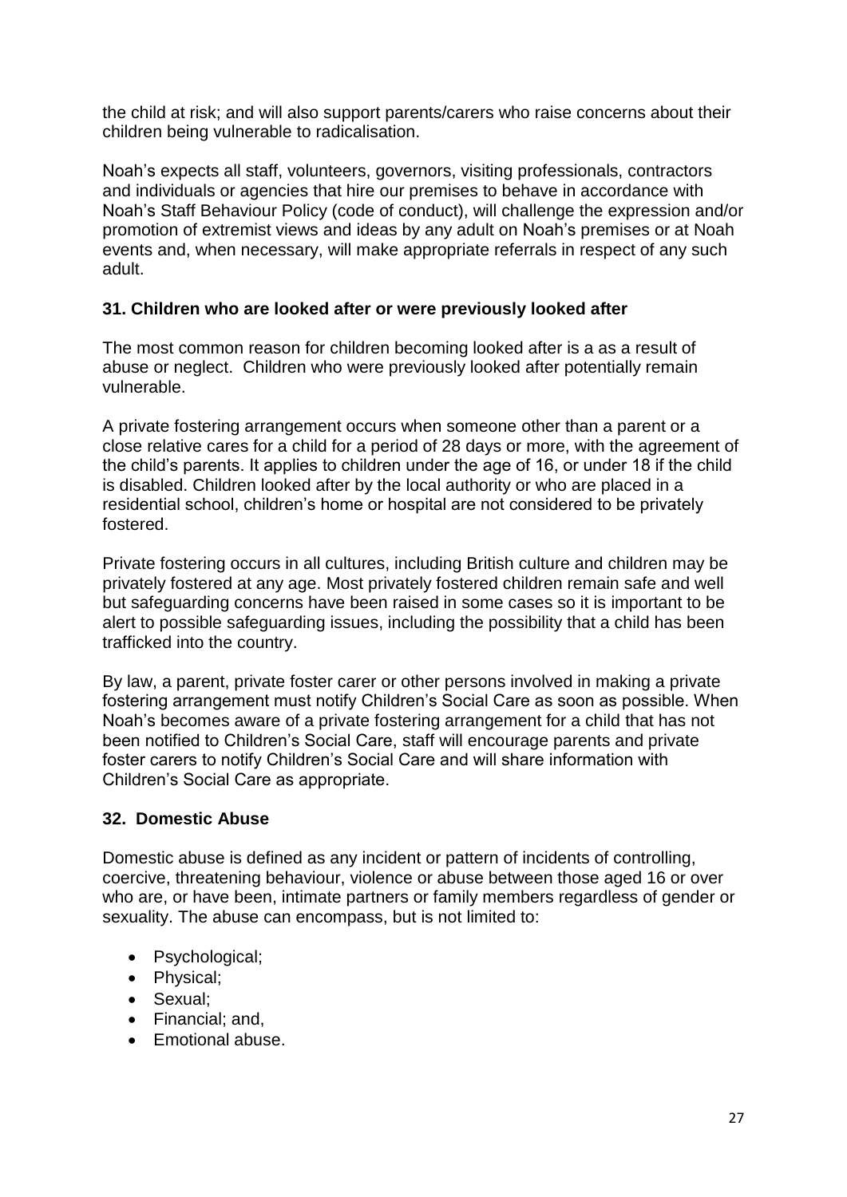the child at risk; and will also support parents/carers who raise concerns about their children being vulnerable to radicalisation.

Noah's expects all staff, volunteers, governors, visiting professionals, contractors and individuals or agencies that hire our premises to behave in accordance with Noah's Staff Behaviour Policy (code of conduct), will challenge the expression and/or promotion of extremist views and ideas by any adult on Noah's premises or at Noah events and, when necessary, will make appropriate referrals in respect of any such adult.

### 31. Children who are looked after or were previously looked after

The most common reason for children becoming looked after is a as a result of abuse or neglect. Children who were previously looked after potentially remain vulnerable.

A private fostering arrangement occurs when someone other than a parent or a close relative cares for a child for a period of 28 days or more, with the agreement of the child's parents. It applies to children under the age of 16, or under 18 if the child is disabled. Children looked after by the local authority or who are placed in a residential school, children's home or hospital are not considered to be privately fostered.

Private fostering occurs in all cultures, including British culture and children may be privately fostered at any age. Most privately fostered children remain safe and well but safeguarding concerns have been raised in some cases so it is important to be alert to possible safeguarding issues, including the possibility that a child has been trafficked into the country.

By law, a parent, private foster carer or other persons involved in making a private fostering arrangement must notify Children's Social Care as soon as possible. When Noah's becomes aware of a private fostering arrangement for a child that has not been notified to Children's Social Care, staff will encourage parents and private foster carers to notify Children's Social Care and will share information with Children's Social Care as appropriate.

### 32. Domestic Abuse

Domestic abuse is defined as any incident or pattern of incidents of controlling, coercive, threatening behaviour, violence or abuse between those aged 16 or over who are, or have been, intimate partners or family members regardless of gender or sexuality. The abuse can encompass, but is not limited to:

- Psychological;
- Physical;
- Sexual;
- Financial; and,
- Emotional abuse.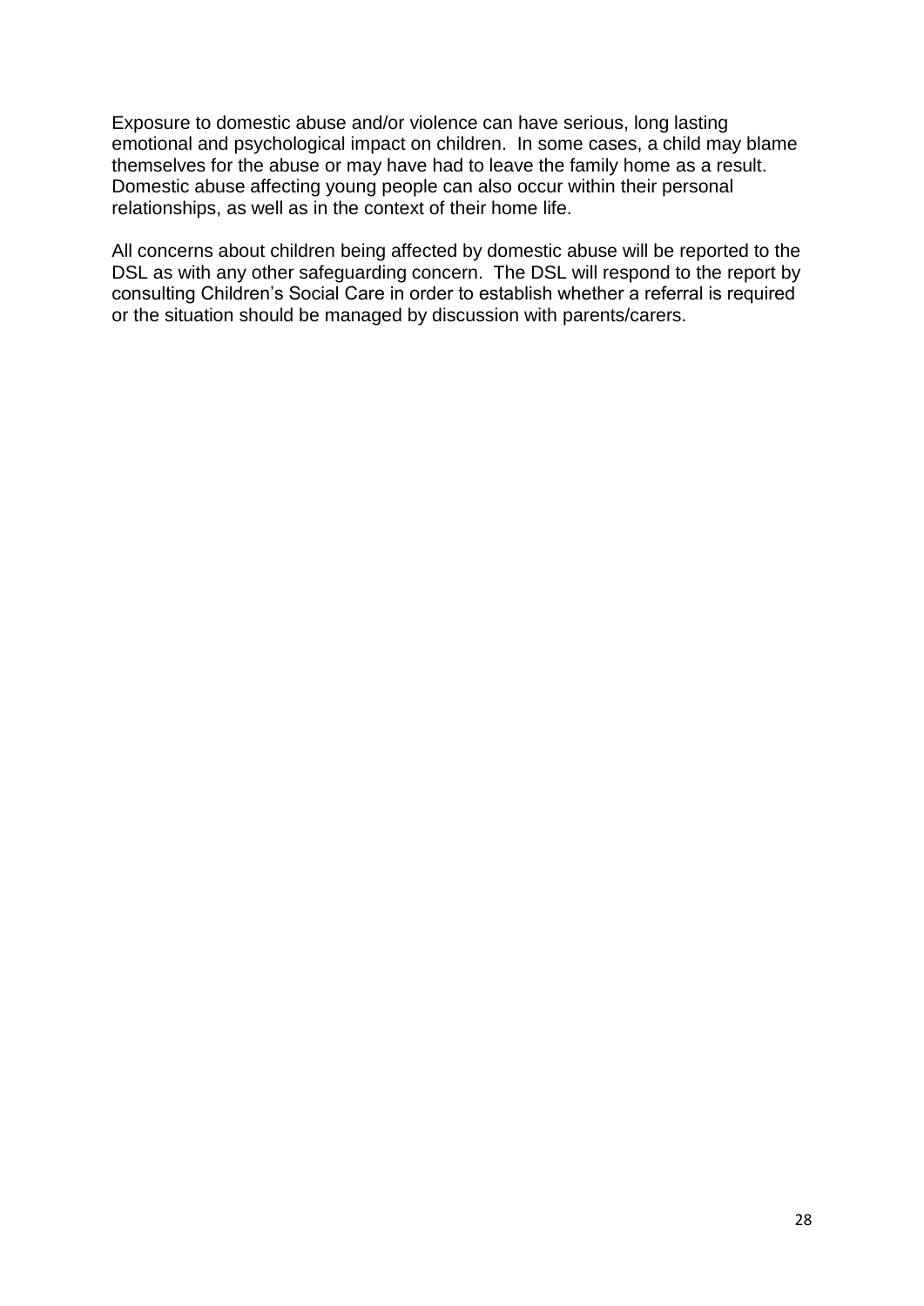Exposure to domestic abuse and/or violence can have serious, long lasting emotional and psychological impact on children. In some cases, a child may blame themselves for the abuse or may have had to leave the family home as a result. Domestic abuse affecting young people can also occur within their personal relationships, as well as in the context of their home life.

All concerns about children being affected by domestic abuse will be reported to the DSL as with any other safeguarding concern. The DSL will respond to the report by consulting Children's Social Care in order to establish whether a referral is required or the situation should be managed by discussion with parents/carers.